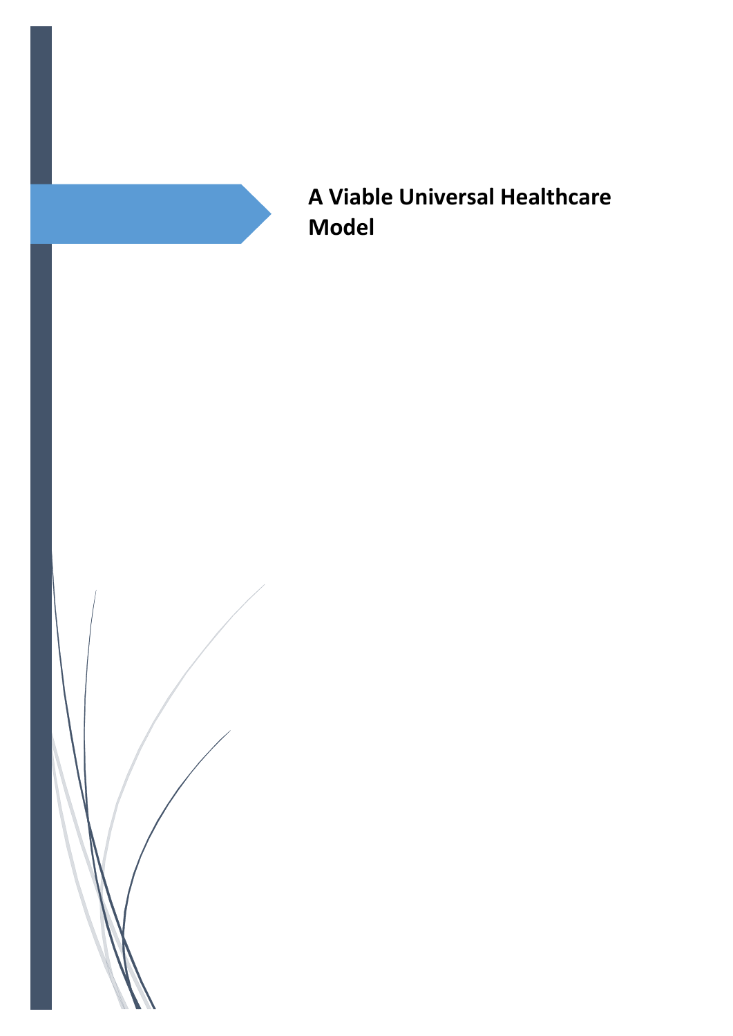# A Viable Universal Healthcare Model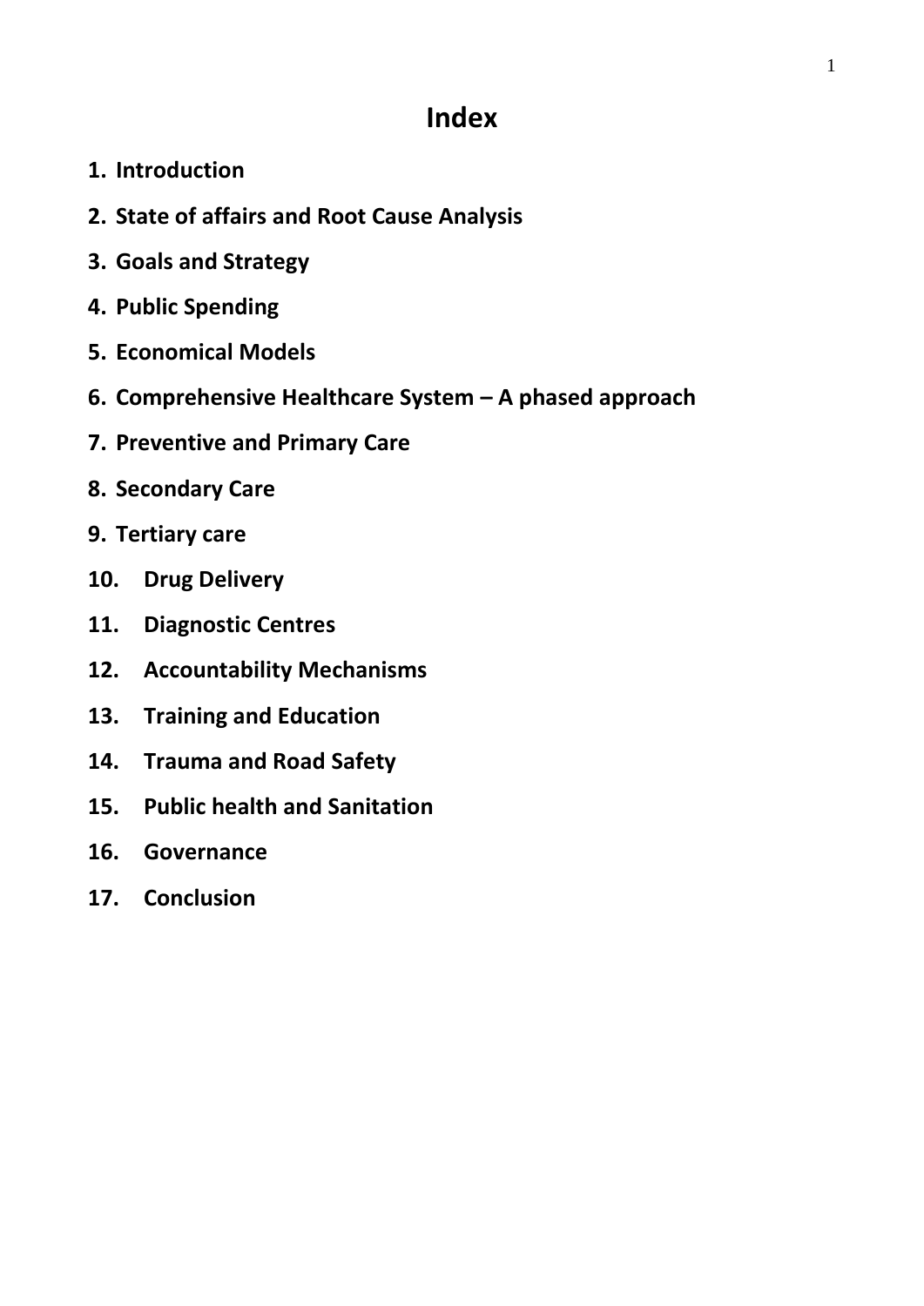# Index

1. **Introduction**
2. **State of affairs and Root Cause Analysis**
3. **Goals and Strategy**
4. **Public Spending**
5. **Economical Models**
6. **Comprehensive Healthcare System – A phased approach**
7. **Preventive and Primary Care**
8. **Secondary Care**
9. **Tertiary care**
10. **Drug Delivery**
11. **Diagnostic Centres**
12. **Accountability Mechanisms**
13. **Training and Education**
14. **Trauma and Road Safety**
15. **Public health and Sanitation**
16. **Governance**
17. **Conclusion**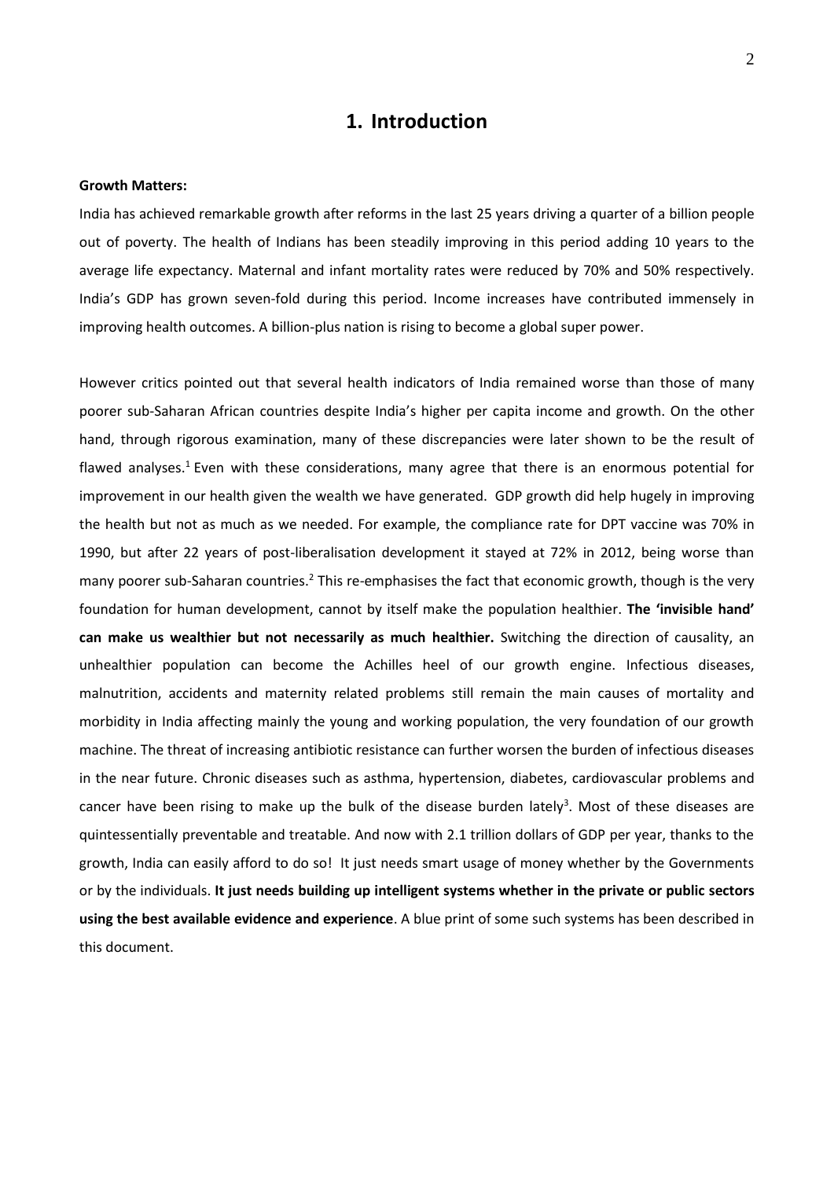# 1. Introduction

**Growth Matters:**

India has achieved remarkable growth after reforms in the last 25 years driving a quarter of a billion people out of poverty. The health of Indians has been steadily improving in this period adding 10 years to the average life expectancy. Maternal and infant mortality rates were reduced by 70% and 50% respectively. India's GDP has grown seven-fold during this period. Income increases have contributed immensely in improving health outcomes. A billion-plus nation is rising to become a global super power.

However critics pointed out that several health indicators of India remained worse than those of many poorer sub-Saharan African countries despite India's higher per capita income and growth. On the other hand, through rigorous examination, many of these discrepancies were later shown to be the result of flawed analyses.[1] Even with these considerations, many agree that there is an enormous potential for improvement in our health given the wealth we have generated. GDP growth did help hugely in improving the health but not as much as we needed. For example, the compliance rate for DPT vaccine was 70% in 1990, but after 22 years of post-liberalisation development it stayed at 72% in 2012, being worse than many poorer sub-Saharan countries.[2] This re-emphasises the fact that economic growth, though is the very foundation for human development, cannot by itself make the population healthier. **The 'invisible hand' can make us wealthier but not necessarily as much healthier.** Switching the direction of causality, an unhealthier population can become the Achilles heel of our growth engine. Infectious diseases, malnutrition, accidents and maternity related problems still remain the main causes of mortality and morbidity in India affecting mainly the young and working population, the very foundation of our growth machine. The threat of increasing antibiotic resistance can further worsen the burden of infectious diseases in the near future. Chronic diseases such as asthma, hypertension, diabetes, cardiovascular problems and cancer have been rising to make up the bulk of the disease burden lately[3]. Most of these diseases are quintessentially preventable and treatable. And now with 2.1 trillion dollars of GDP per year, thanks to the growth, India can easily afford to do so! It just needs smart usage of money whether by the Governments or by the individuals. **It just needs building up intelligent systems whether in the private or public sectors using the best available evidence and experience**. A blue print of some such systems has been described in this document.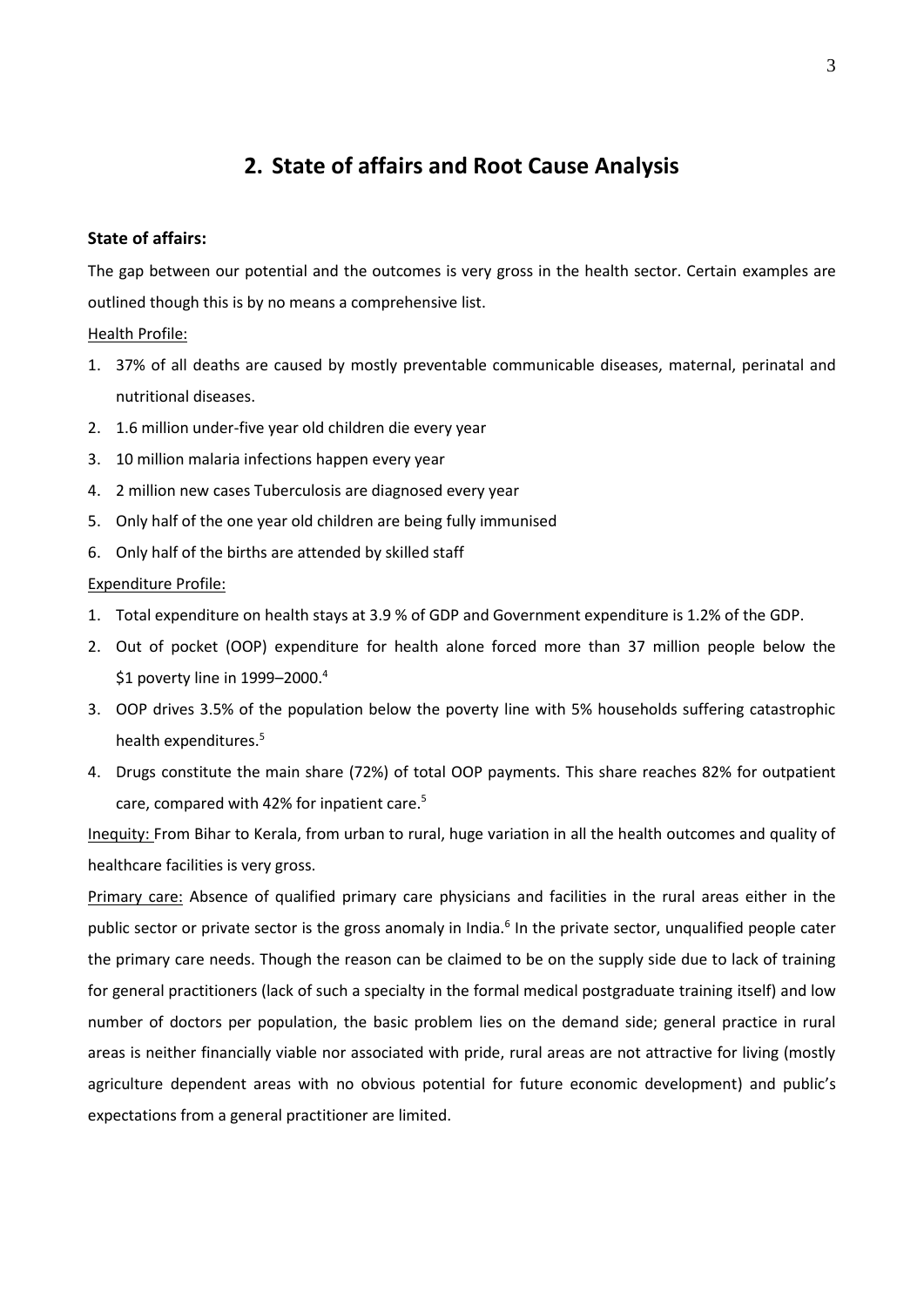## 2. State of affairs and Root Cause Analysis

**State of affairs:**

The gap between our potential and the outcomes is very gross in the health sector. Certain examples are outlined though this is by no means a comprehensive list.

Health Profile:

1. 37% of all deaths are caused by mostly preventable communicable diseases, maternal, perinatal and nutritional diseases.
2. 1.6 million under-five year old children die every year
3. 10 million malaria infections happen every year
4. 2 million new cases Tuberculosis are diagnosed every year
5. Only half of the one year old children are being fully immunised
6. Only half of the births are attended by skilled staff

Expenditure Profile:

1. Total expenditure on health stays at 3.9 % of GDP and Government expenditure is 1.2% of the GDP.
2. Out of pocket (OOP) expenditure for health alone forced more than 37 million people below the \$1 poverty line in 1999–2000.[4]
3. OOP drives 3.5% of the population below the poverty line with 5% households suffering catastrophic health expenditures.[5]
4. Drugs constitute the main share (72%) of total OOP payments. This share reaches 82% for outpatient care, compared with 42% for inpatient care.[5]

Inequity: From Bihar to Kerala, from urban to rural, huge variation in all the health outcomes and quality of healthcare facilities is very gross.

Primary care: Absence of qualified primary care physicians and facilities in the rural areas either in the public sector or private sector is the gross anomaly in India.[6] In the private sector, unqualified people cater the primary care needs. Though the reason can be claimed to be on the supply side due to lack of training for general practitioners (lack of such a specialty in the formal medical postgraduate training itself) and low number of doctors per population, the basic problem lies on the demand side; general practice in rural areas is neither financially viable nor associated with pride, rural areas are not attractive for living (mostly agriculture dependent areas with no obvious potential for future economic development) and public's expectations from a general practitioner are limited.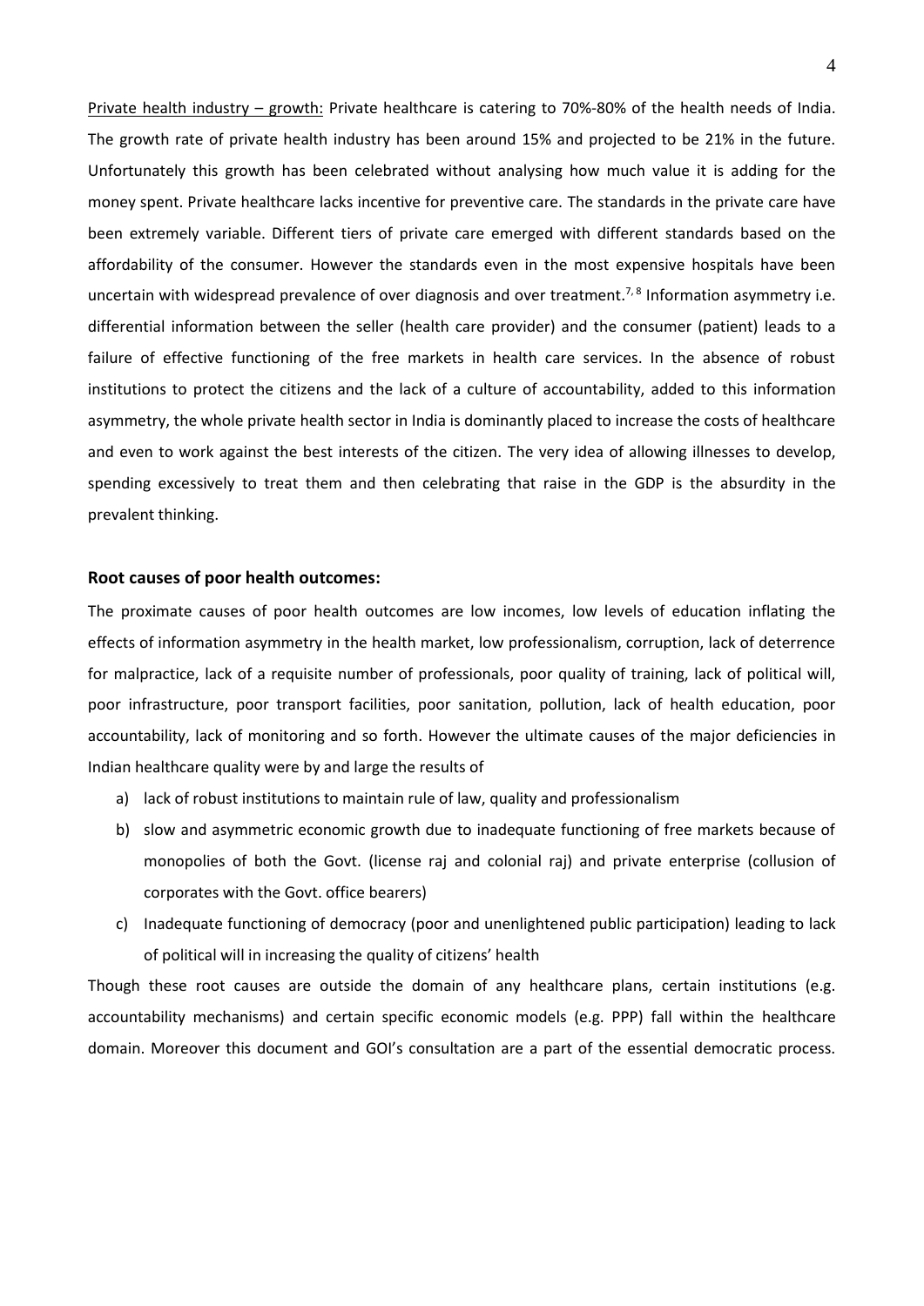Private health industry – growth: Private healthcare is catering to 70%-80% of the health needs of India. The growth rate of private health industry has been around 15% and projected to be 21% in the future. Unfortunately this growth has been celebrated without analysing how much value it is adding for the money spent. Private healthcare lacks incentive for preventive care. The standards in the private care have been extremely variable. Different tiers of private care emerged with different standards based on the affordability of the consumer. However the standards even in the most expensive hospitals have been uncertain with widespread prevalence of over diagnosis and over treatment.[7, 8] Information asymmetry i.e. differential information between the seller (health care provider) and the consumer (patient) leads to a failure of effective functioning of the free markets in health care services. In the absence of robust institutions to protect the citizens and the lack of a culture of accountability, added to this information asymmetry, the whole private health sector in India is dominantly placed to increase the costs of healthcare and even to work against the best interests of the citizen. The very idea of allowing illnesses to develop, spending excessively to treat them and then celebrating that raise in the GDP is the absurdity in the prevalent thinking.

### Root causes of poor health outcomes:

The proximate causes of poor health outcomes are low incomes, low levels of education inflating the effects of information asymmetry in the health market, low professionalism, corruption, lack of deterrence for malpractice, lack of a requisite number of professionals, poor quality of training, lack of political will, poor infrastructure, poor transport facilities, poor sanitation, pollution, lack of health education, poor accountability, lack of monitoring and so forth. However the ultimate causes of the major deficiencies in Indian healthcare quality were by and large the results of

a) lack of robust institutions to maintain rule of law, quality and professionalism
b) slow and asymmetric economic growth due to inadequate functioning of free markets because of monopolies of both the Govt. (license raj and colonial raj) and private enterprise (collusion of corporates with the Govt. office bearers)
c) Inadequate functioning of democracy (poor and unenlightened public participation) leading to lack of political will in increasing the quality of citizens' health

Though these root causes are outside the domain of any healthcare plans, certain institutions (e.g. accountability mechanisms) and certain specific economic models (e.g. PPP) fall within the healthcare domain. Moreover this document and GOI's consultation are a part of the essential democratic process.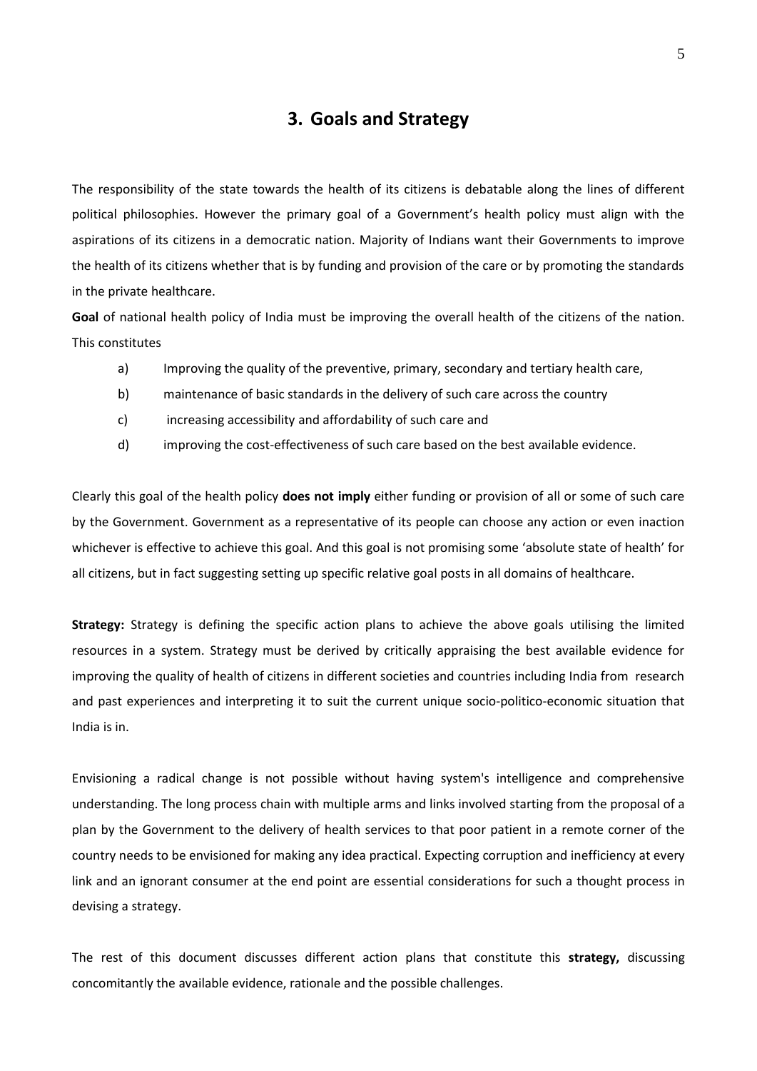## 3. Goals and Strategy

The responsibility of the state towards the health of its citizens is debatable along the lines of different political philosophies. However the primary goal of a Government's health policy must align with the aspirations of its citizens in a democratic nation. Majority of Indians want their Governments to improve the health of its citizens whether that is by funding and provision of the care or by promoting the standards in the private healthcare.

**Goal** of national health policy of India must be improving the overall health of the citizens of the nation. This constitutes

a) Improving the quality of the preventive, primary, secondary and tertiary health care,

b) maintenance of basic standards in the delivery of such care across the country

c) increasing accessibility and affordability of such care and

d) improving the cost-effectiveness of such care based on the best available evidence.

Clearly this goal of the health policy **does not imply** either funding or provision of all or some of such care by the Government. Government as a representative of its people can choose any action or even inaction whichever is effective to achieve this goal. And this goal is not promising some 'absolute state of health' for all citizens, but in fact suggesting setting up specific relative goal posts in all domains of healthcare.

**Strategy:** Strategy is defining the specific action plans to achieve the above goals utilising the limited resources in a system. Strategy must be derived by critically appraising the best available evidence for improving the quality of health of citizens in different societies and countries including India from research and past experiences and interpreting it to suit the current unique socio-politico-economic situation that India is in.

Envisioning a radical change is not possible without having system's intelligence and comprehensive understanding. The long process chain with multiple arms and links involved starting from the proposal of a plan by the Government to the delivery of health services to that poor patient in a remote corner of the country needs to be envisioned for making any idea practical. Expecting corruption and inefficiency at every link and an ignorant consumer at the end point are essential considerations for such a thought process in devising a strategy.

The rest of this document discusses different action plans that constitute this **strategy,** discussing concomitantly the available evidence, rationale and the possible challenges.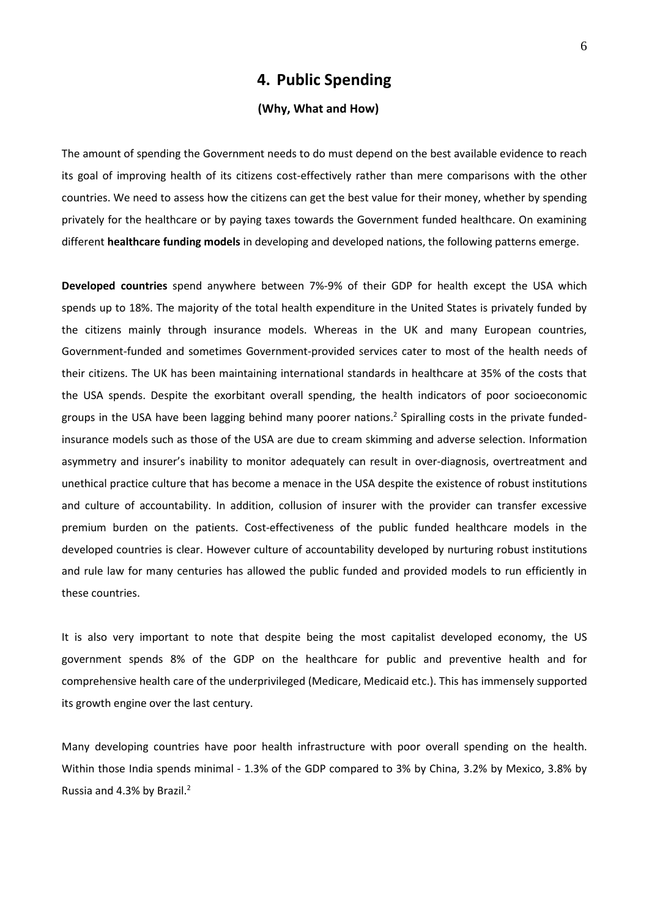## 4. Public Spending

**(Why, What and How)**

The amount of spending the Government needs to do must depend on the best available evidence to reach its goal of improving health of its citizens cost-effectively rather than mere comparisons with the other countries. We need to assess how the citizens can get the best value for their money, whether by spending privately for the healthcare or by paying taxes towards the Government funded healthcare. On examining different **healthcare funding models** in developing and developed nations, the following patterns emerge.

**Developed countries** spend anywhere between 7%-9% of their GDP for health except the USA which spends up to 18%. The majority of the total health expenditure in the United States is privately funded by the citizens mainly through insurance models. Whereas in the UK and many European countries, Government-funded and sometimes Government-provided services cater to most of the health needs of their citizens. The UK has been maintaining international standards in healthcare at 35% of the costs that the USA spends. Despite the exorbitant overall spending, the health indicators of poor socioeconomic groups in the USA have been lagging behind many poorer nations.[2] Spiralling costs in the private funded-insurance models such as those of the USA are due to cream skimming and adverse selection. Information asymmetry and insurer's inability to monitor adequately can result in over-diagnosis, overtreatment and unethical practice culture that has become a menace in the USA despite the existence of robust institutions and culture of accountability. In addition, collusion of insurer with the provider can transfer excessive premium burden on the patients. Cost-effectiveness of the public funded healthcare models in the developed countries is clear. However culture of accountability developed by nurturing robust institutions and rule law for many centuries has allowed the public funded and provided models to run efficiently in these countries.

It is also very important to note that despite being the most capitalist developed economy, the US government spends 8% of the GDP on the healthcare for public and preventive health and for comprehensive health care of the underprivileged (Medicare, Medicaid etc.). This has immensely supported its growth engine over the last century.

Many developing countries have poor health infrastructure with poor overall spending on the health. Within those India spends minimal - 1.3% of the GDP compared to 3% by China, 3.2% by Mexico, 3.8% by Russia and 4.3% by Brazil.[2]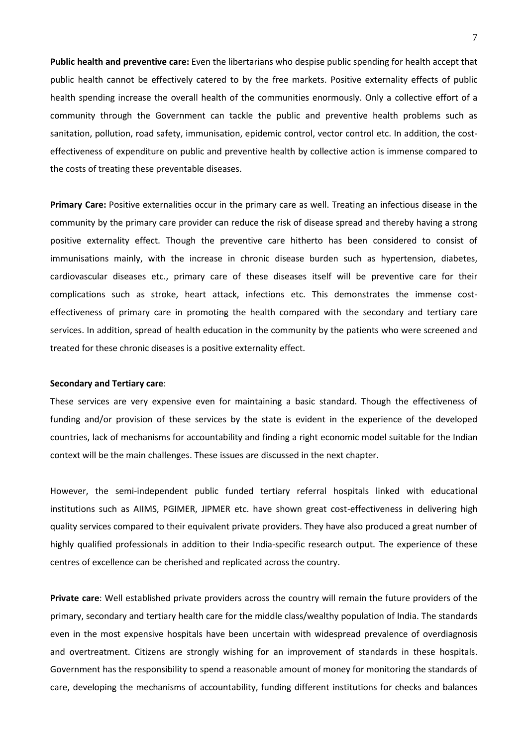**Public health and preventive care:** Even the libertarians who despise public spending for health accept that public health cannot be effectively catered to by the free markets. Positive externality effects of public health spending increase the overall health of the communities enormously. Only a collective effort of a community through the Government can tackle the public and preventive health problems such as sanitation, pollution, road safety, immunisation, epidemic control, vector control etc. In addition, the cost-effectiveness of expenditure on public and preventive health by collective action is immense compared to the costs of treating these preventable diseases.

**Primary Care:** Positive externalities occur in the primary care as well. Treating an infectious disease in the community by the primary care provider can reduce the risk of disease spread and thereby having a strong positive externality effect. Though the preventive care hitherto has been considered to consist of immunisations mainly, with the increase in chronic disease burden such as hypertension, diabetes, cardiovascular diseases etc., primary care of these diseases itself will be preventive care for their complications such as stroke, heart attack, infections etc. This demonstrates the immense cost-effectiveness of primary care in promoting the health compared with the secondary and tertiary care services. In addition, spread of health education in the community by the patients who were screened and treated for these chronic diseases is a positive externality effect.

**Secondary and Tertiary care**:

These services are very expensive even for maintaining a basic standard. Though the effectiveness of funding and/or provision of these services by the state is evident in the experience of the developed countries, lack of mechanisms for accountability and finding a right economic model suitable for the Indian context will be the main challenges. These issues are discussed in the next chapter.

However, the semi-independent public funded tertiary referral hospitals linked with educational institutions such as AIIMS, PGIMER, JIPMER etc. have shown great cost-effectiveness in delivering high quality services compared to their equivalent private providers. They have also produced a great number of highly qualified professionals in addition to their India-specific research output. The experience of these centres of excellence can be cherished and replicated across the country.

**Private care**: Well established private providers across the country will remain the future providers of the primary, secondary and tertiary health care for the middle class/wealthy population of India. The standards even in the most expensive hospitals have been uncertain with widespread prevalence of overdiagnosis and overtreatment. Citizens are strongly wishing for an improvement of standards in these hospitals. Government has the responsibility to spend a reasonable amount of money for monitoring the standards of care, developing the mechanisms of accountability, funding different institutions for checks and balances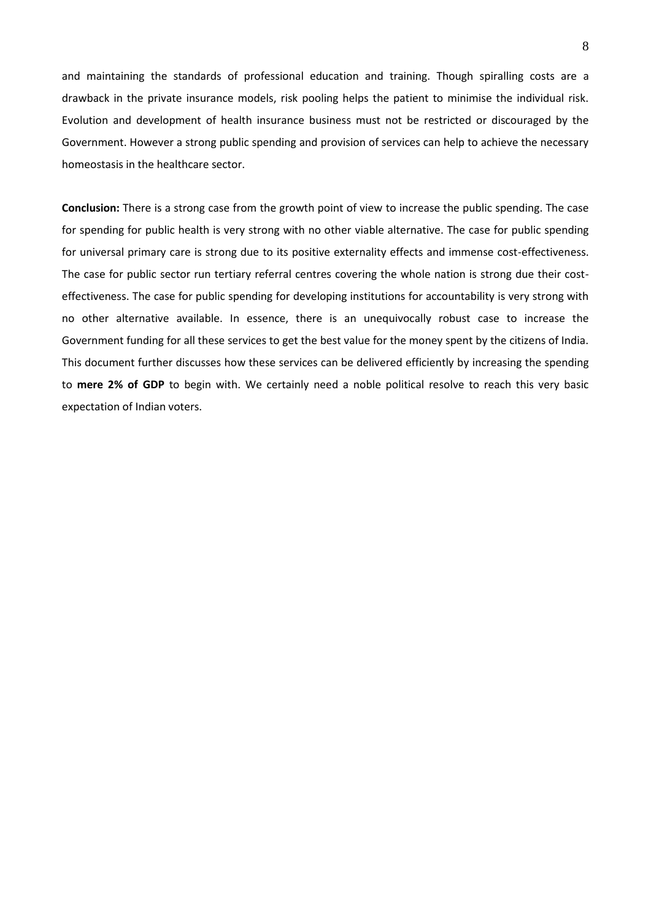and maintaining the standards of professional education and training. Though spiralling costs are a drawback in the private insurance models, risk pooling helps the patient to minimise the individual risk. Evolution and development of health insurance business must not be restricted or discouraged by the Government. However a strong public spending and provision of services can help to achieve the necessary homeostasis in the healthcare sector.

**Conclusion:** There is a strong case from the growth point of view to increase the public spending. The case for spending for public health is very strong with no other viable alternative. The case for public spending for universal primary care is strong due to its positive externality effects and immense cost-effectiveness. The case for public sector run tertiary referral centres covering the whole nation is strong due their cost-effectiveness. The case for public spending for developing institutions for accountability is very strong with no other alternative available. In essence, there is an unequivocally robust case to increase the Government funding for all these services to get the best value for the money spent by the citizens of India. This document further discusses how these services can be delivered efficiently by increasing the spending to **mere 2% of GDP** to begin with. We certainly need a noble political resolve to reach this very basic expectation of Indian voters.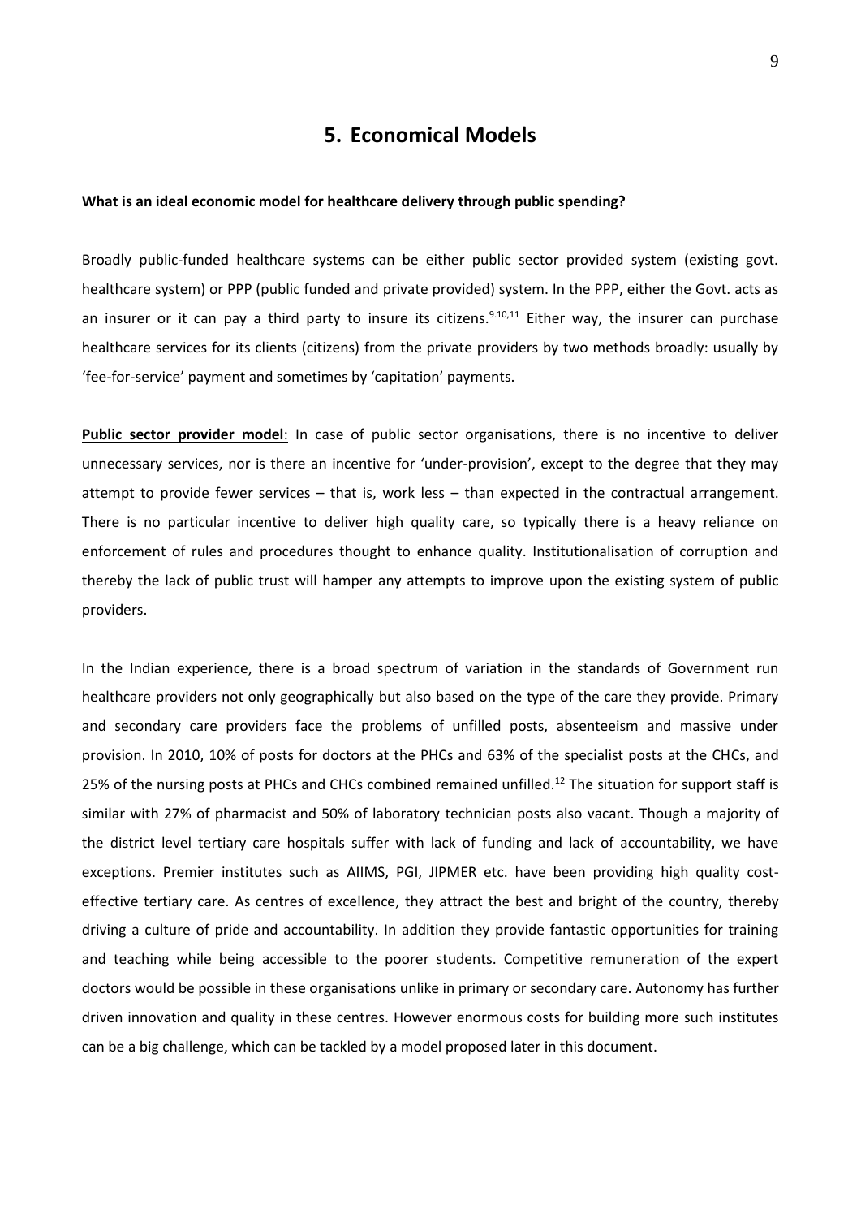## 5. Economical Models

**What is an ideal economic model for healthcare delivery through public spending?**

Broadly public-funded healthcare systems can be either public sector provided system (existing govt. healthcare system) or PPP (public funded and private provided) system. In the PPP, either the Govt. acts as an insurer or it can pay a third party to insure its citizens.[9,10,11] Either way, the insurer can purchase healthcare services for its clients (citizens) from the private providers by two methods broadly: usually by 'fee-for-service' payment and sometimes by 'capitation' payments.

**Public sector provider model**: In case of public sector organisations, there is no incentive to deliver unnecessary services, nor is there an incentive for 'under-provision', except to the degree that they may attempt to provide fewer services – that is, work less – than expected in the contractual arrangement. There is no particular incentive to deliver high quality care, so typically there is a heavy reliance on enforcement of rules and procedures thought to enhance quality. Institutionalisation of corruption and thereby the lack of public trust will hamper any attempts to improve upon the existing system of public providers.

In the Indian experience, there is a broad spectrum of variation in the standards of Government run healthcare providers not only geographically but also based on the type of the care they provide. Primary and secondary care providers face the problems of unfilled posts, absenteeism and massive under provision. In 2010, 10% of posts for doctors at the PHCs and 63% of the specialist posts at the CHCs, and 25% of the nursing posts at PHCs and CHCs combined remained unfilled.[12] The situation for support staff is similar with 27% of pharmacist and 50% of laboratory technician posts also vacant. Though a majority of the district level tertiary care hospitals suffer with lack of funding and lack of accountability, we have exceptions. Premier institutes such as AIIMS, PGI, JIPMER etc. have been providing high quality cost-effective tertiary care. As centres of excellence, they attract the best and bright of the country, thereby driving a culture of pride and accountability. In addition they provide fantastic opportunities for training and teaching while being accessible to the poorer students. Competitive remuneration of the expert doctors would be possible in these organisations unlike in primary or secondary care. Autonomy has further driven innovation and quality in these centres. However enormous costs for building more such institutes can be a big challenge, which can be tackled by a model proposed later in this document.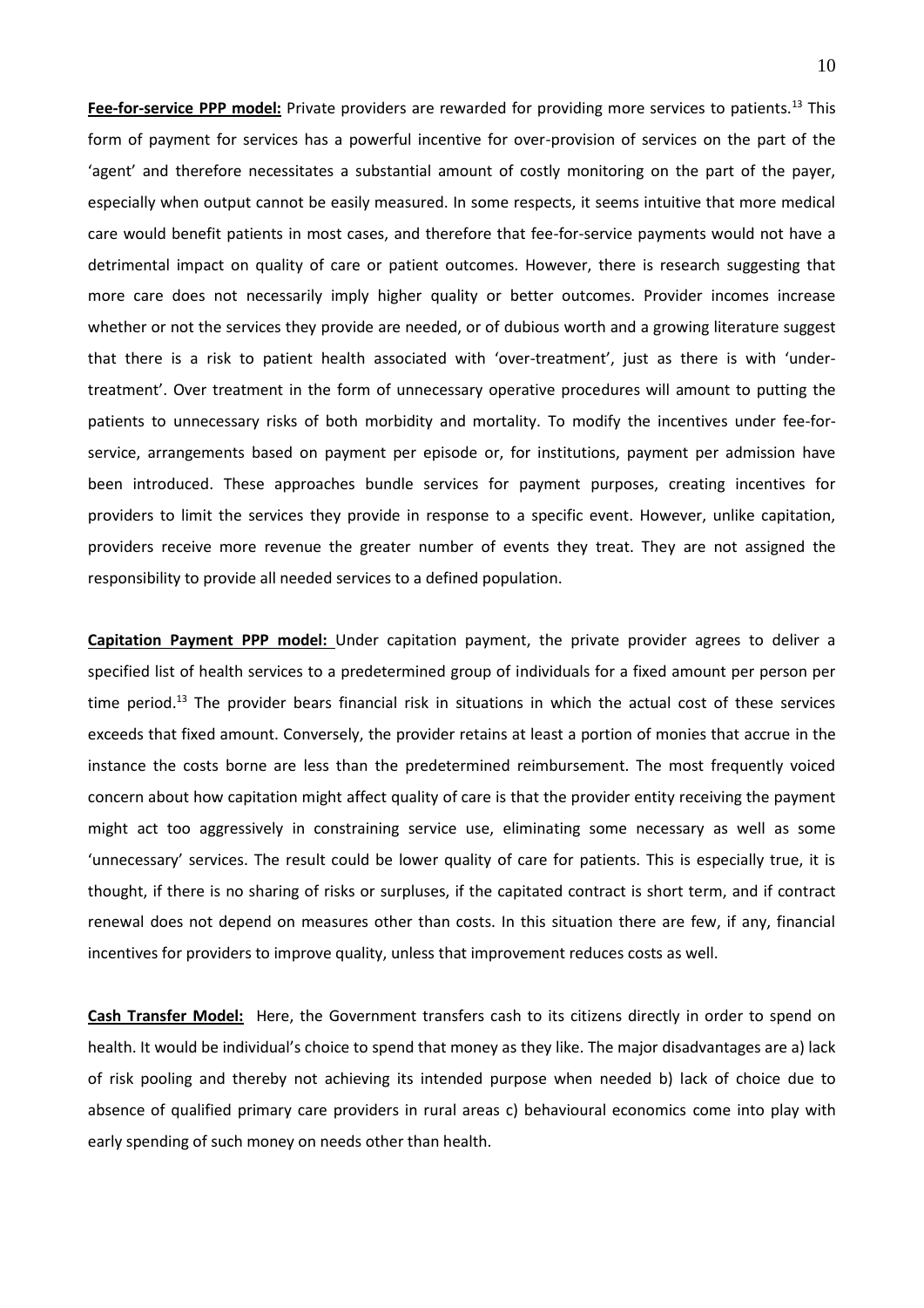**Fee-for-service PPP model:** Private providers are rewarded for providing more services to patients.[13] This form of payment for services has a powerful incentive for over-provision of services on the part of the 'agent' and therefore necessitates a substantial amount of costly monitoring on the part of the payer, especially when output cannot be easily measured. In some respects, it seems intuitive that more medical care would benefit patients in most cases, and therefore that fee-for-service payments would not have a detrimental impact on quality of care or patient outcomes. However, there is research suggesting that more care does not necessarily imply higher quality or better outcomes. Provider incomes increase whether or not the services they provide are needed, or of dubious worth and a growing literature suggest that there is a risk to patient health associated with 'over-treatment', just as there is with 'under-treatment'. Over treatment in the form of unnecessary operative procedures will amount to putting the patients to unnecessary risks of both morbidity and mortality. To modify the incentives under fee-for-service, arrangements based on payment per episode or, for institutions, payment per admission have been introduced. These approaches bundle services for payment purposes, creating incentives for providers to limit the services they provide in response to a specific event. However, unlike capitation, providers receive more revenue the greater number of events they treat. They are not assigned the responsibility to provide all needed services to a defined population.

**Capitation Payment PPP model:** Under capitation payment, the private provider agrees to deliver a specified list of health services to a predetermined group of individuals for a fixed amount per person per time period.[13] The provider bears financial risk in situations in which the actual cost of these services exceeds that fixed amount. Conversely, the provider retains at least a portion of monies that accrue in the instance the costs borne are less than the predetermined reimbursement. The most frequently voiced concern about how capitation might affect quality of care is that the provider entity receiving the payment might act too aggressively in constraining service use, eliminating some necessary as well as some 'unnecessary' services. The result could be lower quality of care for patients. This is especially true, it is thought, if there is no sharing of risks or surpluses, if the capitated contract is short term, and if contract renewal does not depend on measures other than costs. In this situation there are few, if any, financial incentives for providers to improve quality, unless that improvement reduces costs as well.

**Cash Transfer Model:** Here, the Government transfers cash to its citizens directly in order to spend on health. It would be individual's choice to spend that money as they like. The major disadvantages are a) lack of risk pooling and thereby not achieving its intended purpose when needed b) lack of choice due to absence of qualified primary care providers in rural areas c) behavioural economics come into play with early spending of such money on needs other than health.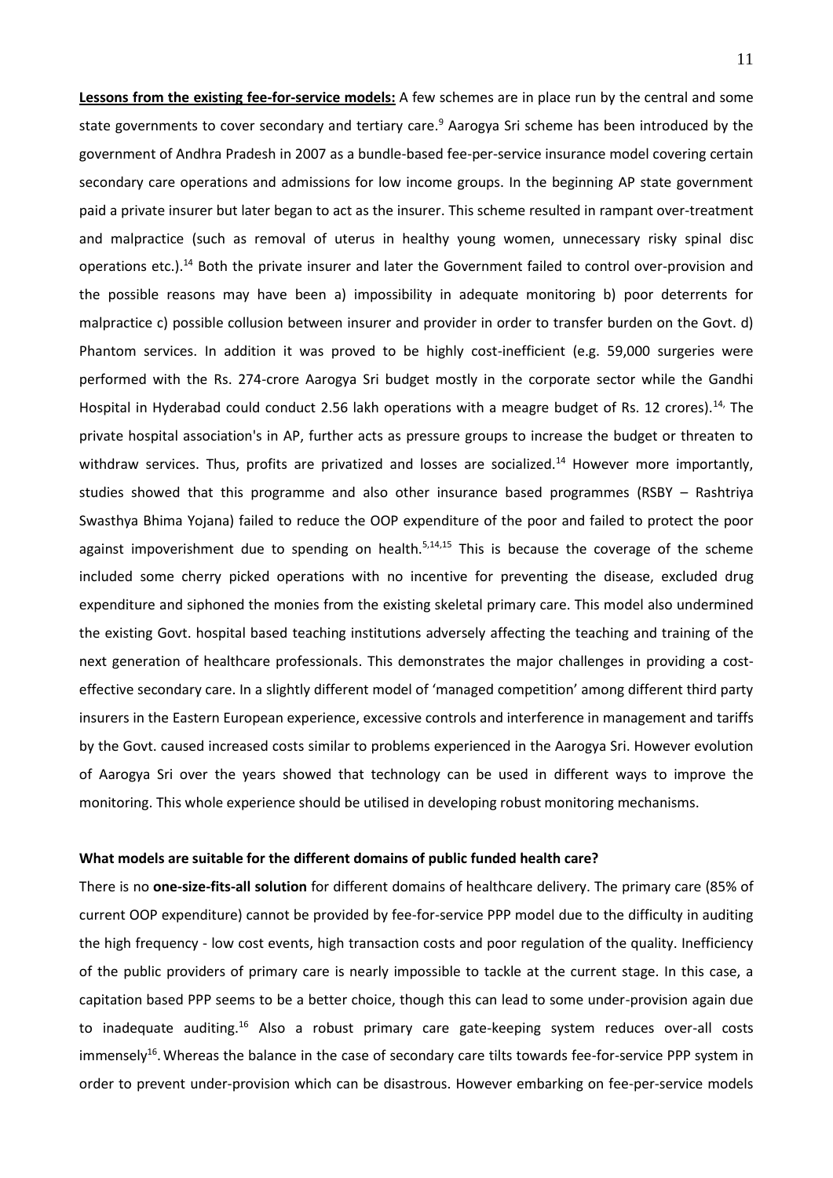**Lessons from the existing fee-for-service models:** A few schemes are in place run by the central and some state governments to cover secondary and tertiary care.[9] Aarogya Sri scheme has been introduced by the government of Andhra Pradesh in 2007 as a bundle-based fee-per-service insurance model covering certain secondary care operations and admissions for low income groups. In the beginning AP state government paid a private insurer but later began to act as the insurer. This scheme resulted in rampant over-treatment and malpractice (such as removal of uterus in healthy young women, unnecessary risky spinal disc operations etc.).[14] Both the private insurer and later the Government failed to control over-provision and the possible reasons may have been a) impossibility in adequate monitoring b) poor deterrents for malpractice c) possible collusion between insurer and provider in order to transfer burden on the Govt. d) Phantom services. In addition it was proved to be highly cost-inefficient (e.g. 59,000 surgeries were performed with the Rs. 274-crore Aarogya Sri budget mostly in the corporate sector while the Gandhi Hospital in Hyderabad could conduct 2.56 lakh operations with a meagre budget of Rs. 12 crores).[14,] The private hospital association's in AP, further acts as pressure groups to increase the budget or threaten to withdraw services. Thus, profits are privatized and losses are socialized.[14] However more importantly, studies showed that this programme and also other insurance based programmes (RSBY – Rashtriya Swasthya Bhima Yojana) failed to reduce the OOP expenditure of the poor and failed to protect the poor against impoverishment due to spending on health.[5,14,15] This is because the coverage of the scheme included some cherry picked operations with no incentive for preventing the disease, excluded drug expenditure and siphoned the monies from the existing skeletal primary care. This model also undermined the existing Govt. hospital based teaching institutions adversely affecting the teaching and training of the next generation of healthcare professionals. This demonstrates the major challenges in providing a cost-effective secondary care. In a slightly different model of 'managed competition' among different third party insurers in the Eastern European experience, excessive controls and interference in management and tariffs by the Govt. caused increased costs similar to problems experienced in the Aarogya Sri. However evolution of Aarogya Sri over the years showed that technology can be used in different ways to improve the monitoring. This whole experience should be utilised in developing robust monitoring mechanisms.

**What models are suitable for the different domains of public funded health care?**

There is no **one-size-fits-all solution** for different domains of healthcare delivery. The primary care (85% of current OOP expenditure) cannot be provided by fee-for-service PPP model due to the difficulty in auditing the high frequency - low cost events, high transaction costs and poor regulation of the quality. Inefficiency of the public providers of primary care is nearly impossible to tackle at the current stage. In this case, a capitation based PPP seems to be a better choice, though this can lead to some under-provision again due to inadequate auditing.[16] Also a robust primary care gate-keeping system reduces over-all costs immensely[16]. Whereas the balance in the case of secondary care tilts towards fee-for-service PPP system in order to prevent under-provision which can be disastrous. However embarking on fee-per-service models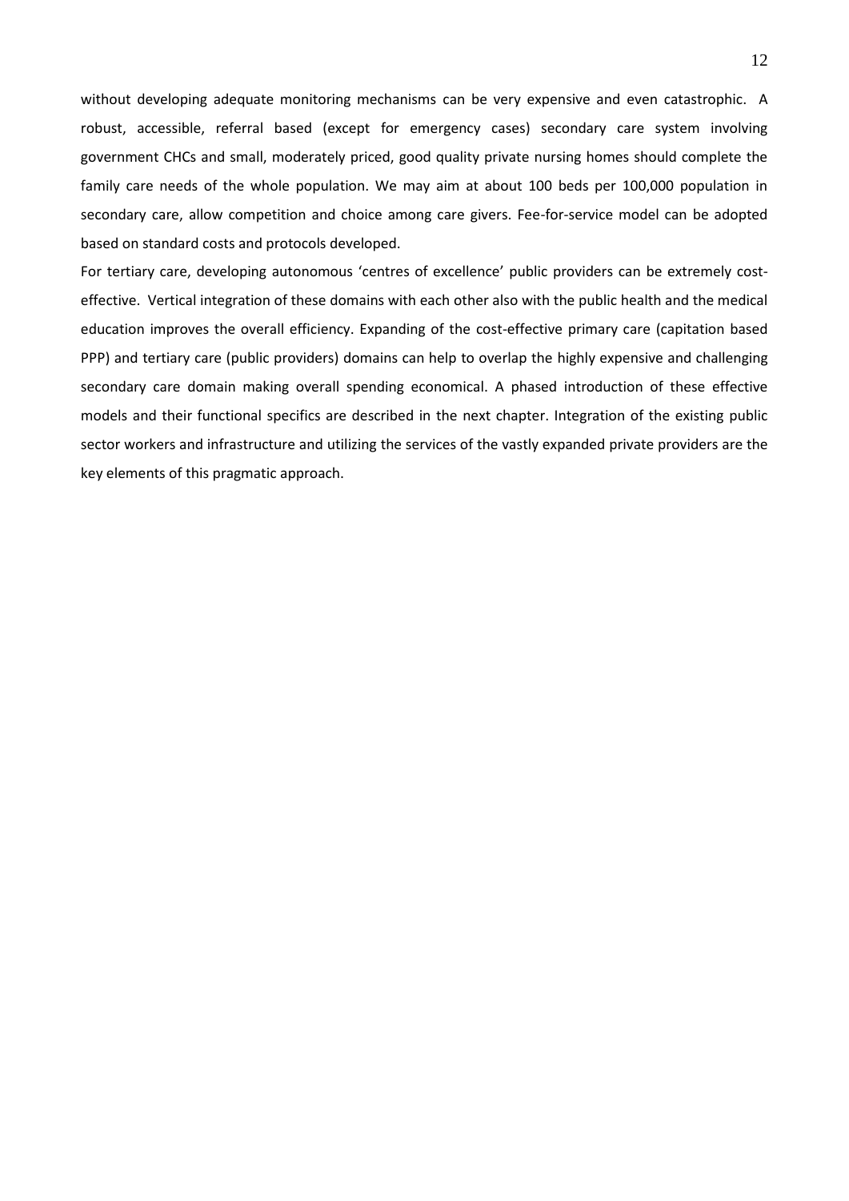without developing adequate monitoring mechanisms can be very expensive and even catastrophic. A robust, accessible, referral based (except for emergency cases) secondary care system involving government CHCs and small, moderately priced, good quality private nursing homes should complete the family care needs of the whole population. We may aim at about 100 beds per 100,000 population in secondary care, allow competition and choice among care givers. Fee-for-service model can be adopted based on standard costs and protocols developed.

For tertiary care, developing autonomous 'centres of excellence' public providers can be extremely cost-effective. Vertical integration of these domains with each other also with the public health and the medical education improves the overall efficiency. Expanding of the cost-effective primary care (capitation based PPP) and tertiary care (public providers) domains can help to overlap the highly expensive and challenging secondary care domain making overall spending economical. A phased introduction of these effective models and their functional specifics are described in the next chapter. Integration of the existing public sector workers and infrastructure and utilizing the services of the vastly expanded private providers are the key elements of this pragmatic approach.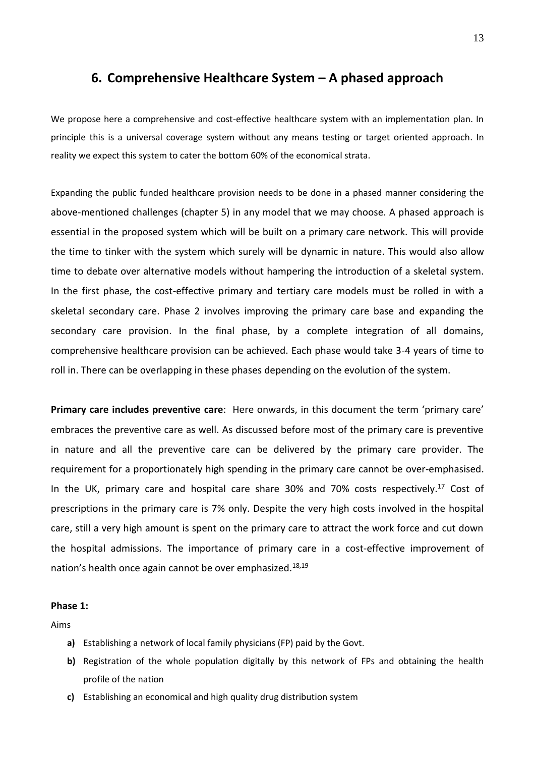## 6. Comprehensive Healthcare System – A phased approach

We propose here a comprehensive and cost-effective healthcare system with an implementation plan. In principle this is a universal coverage system without any means testing or target oriented approach. In reality we expect this system to cater the bottom 60% of the economical strata.

Expanding the public funded healthcare provision needs to be done in a phased manner considering the above-mentioned challenges (chapter 5) in any model that we may choose. A phased approach is essential in the proposed system which will be built on a primary care network. This will provide the time to tinker with the system which surely will be dynamic in nature. This would also allow time to debate over alternative models without hampering the introduction of a skeletal system. In the first phase, the cost-effective primary and tertiary care models must be rolled in with a skeletal secondary care. Phase 2 involves improving the primary care base and expanding the secondary care provision. In the final phase, by a complete integration of all domains, comprehensive healthcare provision can be achieved. Each phase would take 3-4 years of time to roll in. There can be overlapping in these phases depending on the evolution of the system.

**Primary care includes preventive care**: Here onwards, in this document the term 'primary care' embraces the preventive care as well. As discussed before most of the primary care is preventive in nature and all the preventive care can be delivered by the primary care provider. The requirement for a proportionately high spending in the primary care cannot be over-emphasised. In the UK, primary care and hospital care share 30% and 70% costs respectively.[17] Cost of prescriptions in the primary care is 7% only. Despite the very high costs involved in the hospital care, still a very high amount is spent on the primary care to attract the work force and cut down the hospital admissions. The importance of primary care in a cost-effective improvement of nation's health once again cannot be over emphasized.[18,19]

**Phase 1:**

Aims

- **a)** Establishing a network of local family physicians (FP) paid by the Govt.
- **b)** Registration of the whole population digitally by this network of FPs and obtaining the health profile of the nation
- **c)** Establishing an economical and high quality drug distribution system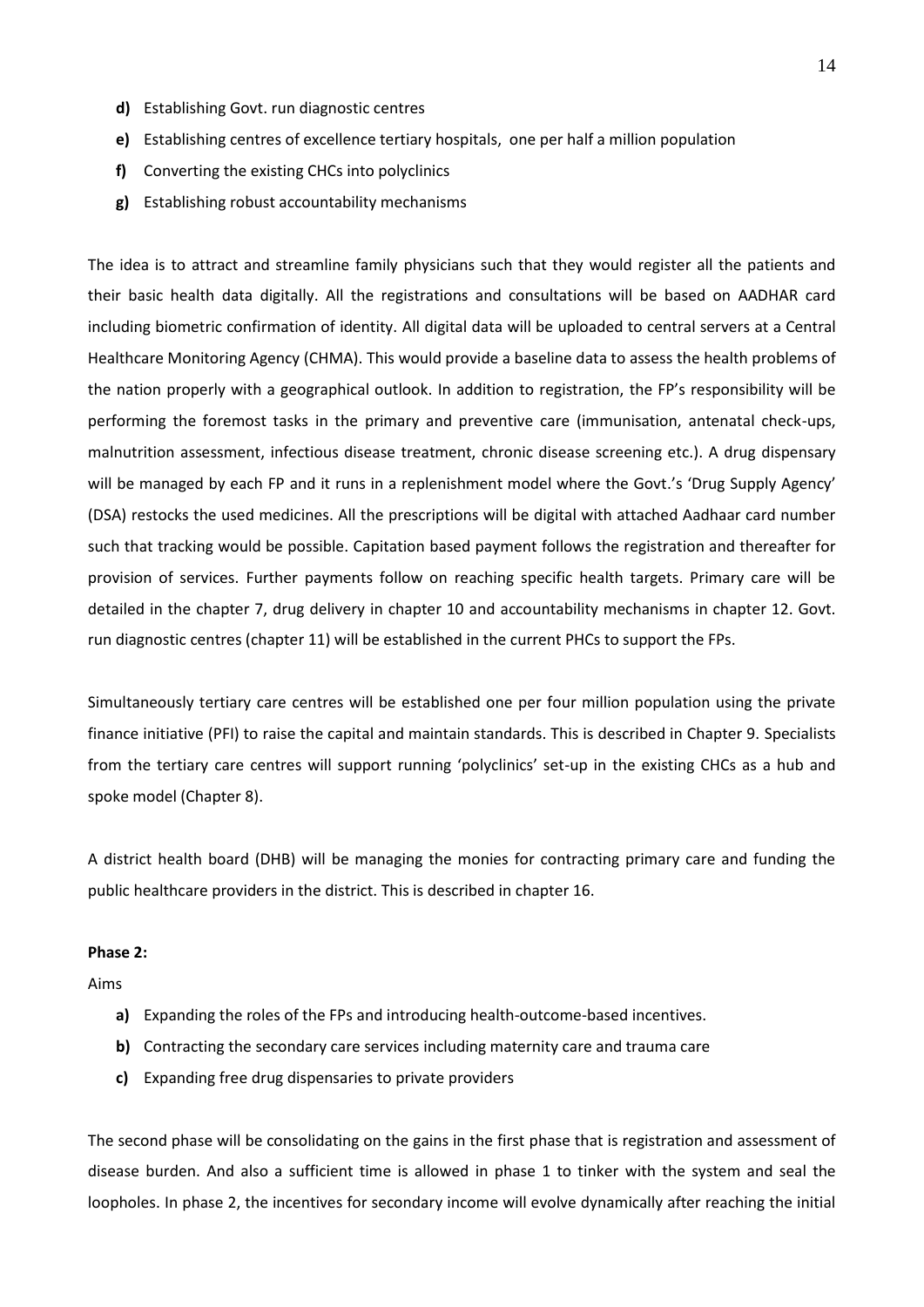- **d)** Establishing Govt. run diagnostic centres
- **e)** Establishing centres of excellence tertiary hospitals, one per half a million population
- **f)** Converting the existing CHCs into polyclinics
- **g)** Establishing robust accountability mechanisms

The idea is to attract and streamline family physicians such that they would register all the patients and their basic health data digitally. All the registrations and consultations will be based on AADHAR card including biometric confirmation of identity. All digital data will be uploaded to central servers at a Central Healthcare Monitoring Agency (CHMA). This would provide a baseline data to assess the health problems of the nation properly with a geographical outlook. In addition to registration, the FP's responsibility will be performing the foremost tasks in the primary and preventive care (immunisation, antenatal check-ups, malnutrition assessment, infectious disease treatment, chronic disease screening etc.). A drug dispensary will be managed by each FP and it runs in a replenishment model where the Govt.'s 'Drug Supply Agency' (DSA) restocks the used medicines. All the prescriptions will be digital with attached Aadhaar card number such that tracking would be possible. Capitation based payment follows the registration and thereafter for provision of services. Further payments follow on reaching specific health targets. Primary care will be detailed in the chapter 7, drug delivery in chapter 10 and accountability mechanisms in chapter 12. Govt. run diagnostic centres (chapter 11) will be established in the current PHCs to support the FPs.

Simultaneously tertiary care centres will be established one per four million population using the private finance initiative (PFI) to raise the capital and maintain standards. This is described in Chapter 9. Specialists from the tertiary care centres will support running 'polyclinics' set-up in the existing CHCs as a hub and spoke model (Chapter 8).

A district health board (DHB) will be managing the monies for contracting primary care and funding the public healthcare providers in the district. This is described in chapter 16.

**Phase 2:**

Aims

- **a)** Expanding the roles of the FPs and introducing health-outcome-based incentives.
- **b)** Contracting the secondary care services including maternity care and trauma care
- **c)** Expanding free drug dispensaries to private providers

The second phase will be consolidating on the gains in the first phase that is registration and assessment of disease burden. And also a sufficient time is allowed in phase 1 to tinker with the system and seal the loopholes. In phase 2, the incentives for secondary income will evolve dynamically after reaching the initial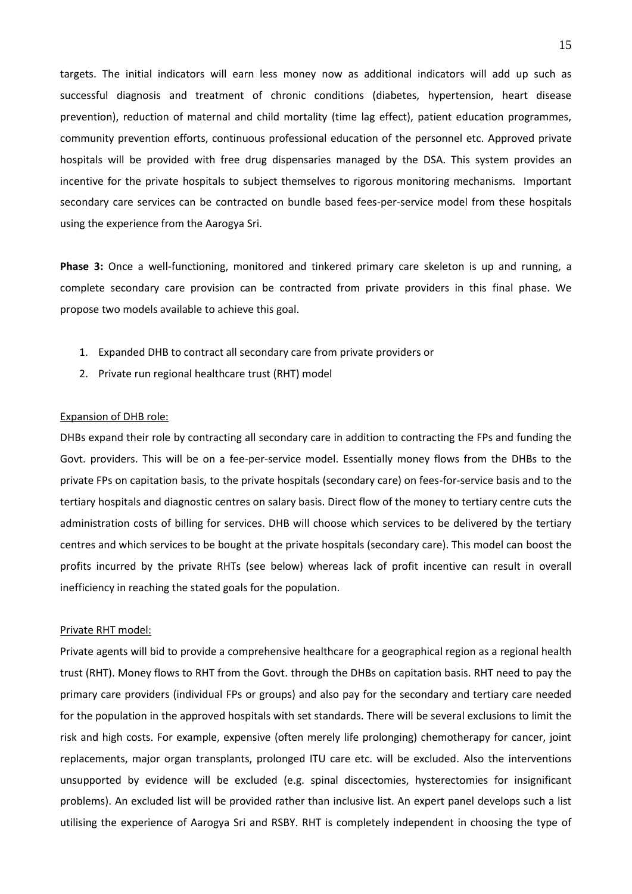targets. The initial indicators will earn less money now as additional indicators will add up such as successful diagnosis and treatment of chronic conditions (diabetes, hypertension, heart disease prevention), reduction of maternal and child mortality (time lag effect), patient education programmes, community prevention efforts, continuous professional education of the personnel etc. Approved private hospitals will be provided with free drug dispensaries managed by the DSA. This system provides an incentive for the private hospitals to subject themselves to rigorous monitoring mechanisms. Important secondary care services can be contracted on bundle based fees-per-service model from these hospitals using the experience from the Aarogya Sri.

**Phase 3:** Once a well-functioning, monitored and tinkered primary care skeleton is up and running, a complete secondary care provision can be contracted from private providers in this final phase. We propose two models available to achieve this goal.

1. Expanded DHB to contract all secondary care from private providers or
2. Private run regional healthcare trust (RHT) model

Expansion of DHB role:

DHBs expand their role by contracting all secondary care in addition to contracting the FPs and funding the Govt. providers. This will be on a fee-per-service model. Essentially money flows from the DHBs to the private FPs on capitation basis, to the private hospitals (secondary care) on fees-for-service basis and to the tertiary hospitals and diagnostic centres on salary basis. Direct flow of the money to tertiary centre cuts the administration costs of billing for services. DHB will choose which services to be delivered by the tertiary centres and which services to be bought at the private hospitals (secondary care). This model can boost the profits incurred by the private RHTs (see below) whereas lack of profit incentive can result in overall inefficiency in reaching the stated goals for the population.

Private RHT model:

Private agents will bid to provide a comprehensive healthcare for a geographical region as a regional health trust (RHT). Money flows to RHT from the Govt. through the DHBs on capitation basis. RHT need to pay the primary care providers (individual FPs or groups) and also pay for the secondary and tertiary care needed for the population in the approved hospitals with set standards. There will be several exclusions to limit the risk and high costs. For example, expensive (often merely life prolonging) chemotherapy for cancer, joint replacements, major organ transplants, prolonged ITU care etc. will be excluded. Also the interventions unsupported by evidence will be excluded (e.g. spinal discectomies, hysterectomies for insignificant problems). An excluded list will be provided rather than inclusive list. An expert panel develops such a list utilising the experience of Aarogya Sri and RSBY. RHT is completely independent in choosing the type of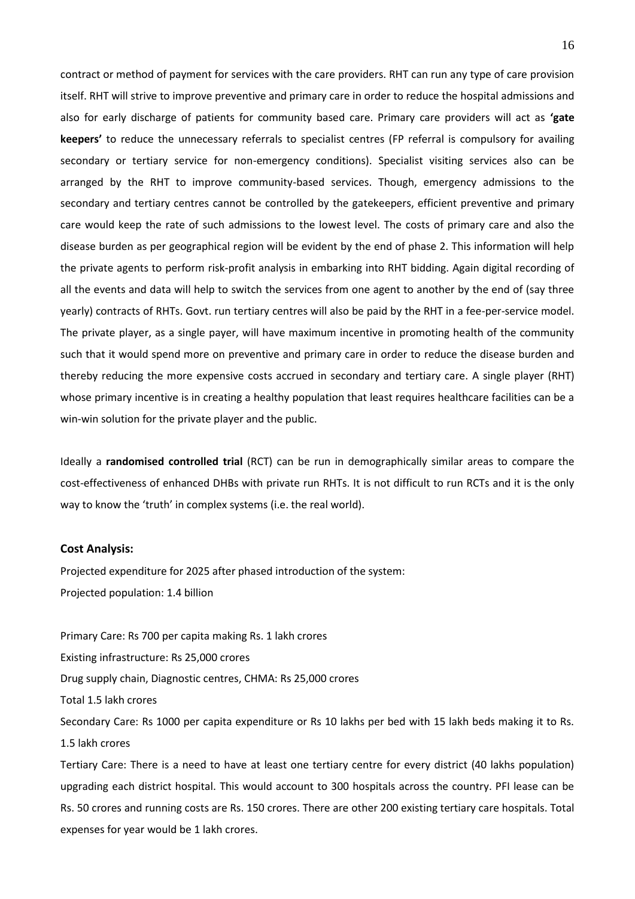contract or method of payment for services with the care providers. RHT can run any type of care provision itself. RHT will strive to improve preventive and primary care in order to reduce the hospital admissions and also for early discharge of patients for community based care. Primary care providers will act as **'gate keepers'** to reduce the unnecessary referrals to specialist centres (FP referral is compulsory for availing secondary or tertiary service for non-emergency conditions). Specialist visiting services also can be arranged by the RHT to improve community-based services. Though, emergency admissions to the secondary and tertiary centres cannot be controlled by the gatekeepers, efficient preventive and primary care would keep the rate of such admissions to the lowest level. The costs of primary care and also the disease burden as per geographical region will be evident by the end of phase 2. This information will help the private agents to perform risk-profit analysis in embarking into RHT bidding. Again digital recording of all the events and data will help to switch the services from one agent to another by the end of (say three yearly) contracts of RHTs. Govt. run tertiary centres will also be paid by the RHT in a fee-per-service model. The private player, as a single payer, will have maximum incentive in promoting health of the community such that it would spend more on preventive and primary care in order to reduce the disease burden and thereby reducing the more expensive costs accrued in secondary and tertiary care. A single player (RHT) whose primary incentive is in creating a healthy population that least requires healthcare facilities can be a win-win solution for the private player and the public.

Ideally a **randomised controlled trial** (RCT) can be run in demographically similar areas to compare the cost-effectiveness of enhanced DHBs with private run RHTs. It is not difficult to run RCTs and it is the only way to know the 'truth' in complex systems (i.e. the real world).

**Cost Analysis:**

Projected expenditure for 2025 after phased introduction of the system:

Projected population: 1.4 billion

Primary Care: Rs 700 per capita making Rs. 1 lakh crores

Existing infrastructure: Rs 25,000 crores

Drug supply chain, Diagnostic centres, CHMA: Rs 25,000 crores

Total 1.5 lakh crores

Secondary Care: Rs 1000 per capita expenditure or Rs 10 lakhs per bed with 15 lakh beds making it to Rs. 1.5 lakh crores

Tertiary Care: There is a need to have at least one tertiary centre for every district (40 lakhs population) upgrading each district hospital. This would account to 300 hospitals across the country. PFI lease can be Rs. 50 crores and running costs are Rs. 150 crores. There are other 200 existing tertiary care hospitals. Total expenses for year would be 1 lakh crores.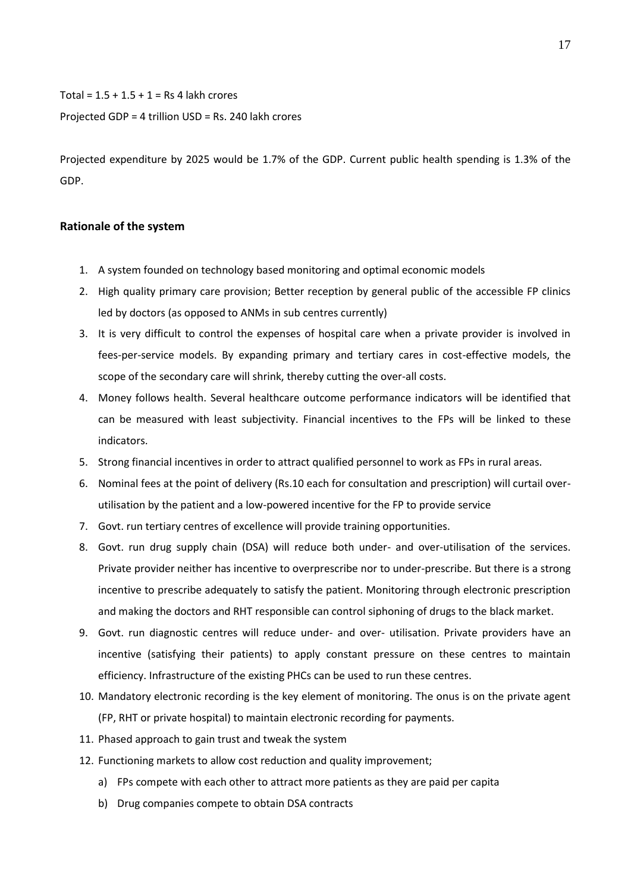Total = 1.5 + 1.5 + 1 = Rs 4 lakh crores

Projected GDP = 4 trillion USD = Rs. 240 lakh crores

Projected expenditure by 2025 would be 1.7% of the GDP. Current public health spending is 1.3% of the GDP.

## Rationale of the system

1. A system founded on technology based monitoring and optimal economic models
2. High quality primary care provision; Better reception by general public of the accessible FP clinics led by doctors (as opposed to ANMs in sub centres currently)
3. It is very difficult to control the expenses of hospital care when a private provider is involved in fees-per-service models. By expanding primary and tertiary cares in cost-effective models, the scope of the secondary care will shrink, thereby cutting the over-all costs.
4. Money follows health. Several healthcare outcome performance indicators will be identified that can be measured with least subjectivity. Financial incentives to the FPs will be linked to these indicators.
5. Strong financial incentives in order to attract qualified personnel to work as FPs in rural areas.
6. Nominal fees at the point of delivery (Rs.10 each for consultation and prescription) will curtail over-utilisation by the patient and a low-powered incentive for the FP to provide service
7. Govt. run tertiary centres of excellence will provide training opportunities.
8. Govt. run drug supply chain (DSA) will reduce both under- and over-utilisation of the services. Private provider neither has incentive to overprescribe nor to under-prescribe. But there is a strong incentive to prescribe adequately to satisfy the patient. Monitoring through electronic prescription and making the doctors and RHT responsible can control siphoning of drugs to the black market.
9. Govt. run diagnostic centres will reduce under- and over- utilisation. Private providers have an incentive (satisfying their patients) to apply constant pressure on these centres to maintain efficiency. Infrastructure of the existing PHCs can be used to run these centres.
10. Mandatory electronic recording is the key element of monitoring. The onus is on the private agent (FP, RHT or private hospital) to maintain electronic recording for payments.
11. Phased approach to gain trust and tweak the system
12. Functioning markets to allow cost reduction and quality improvement;
    a) FPs compete with each other to attract more patients as they are paid per capita
    b) Drug companies compete to obtain DSA contracts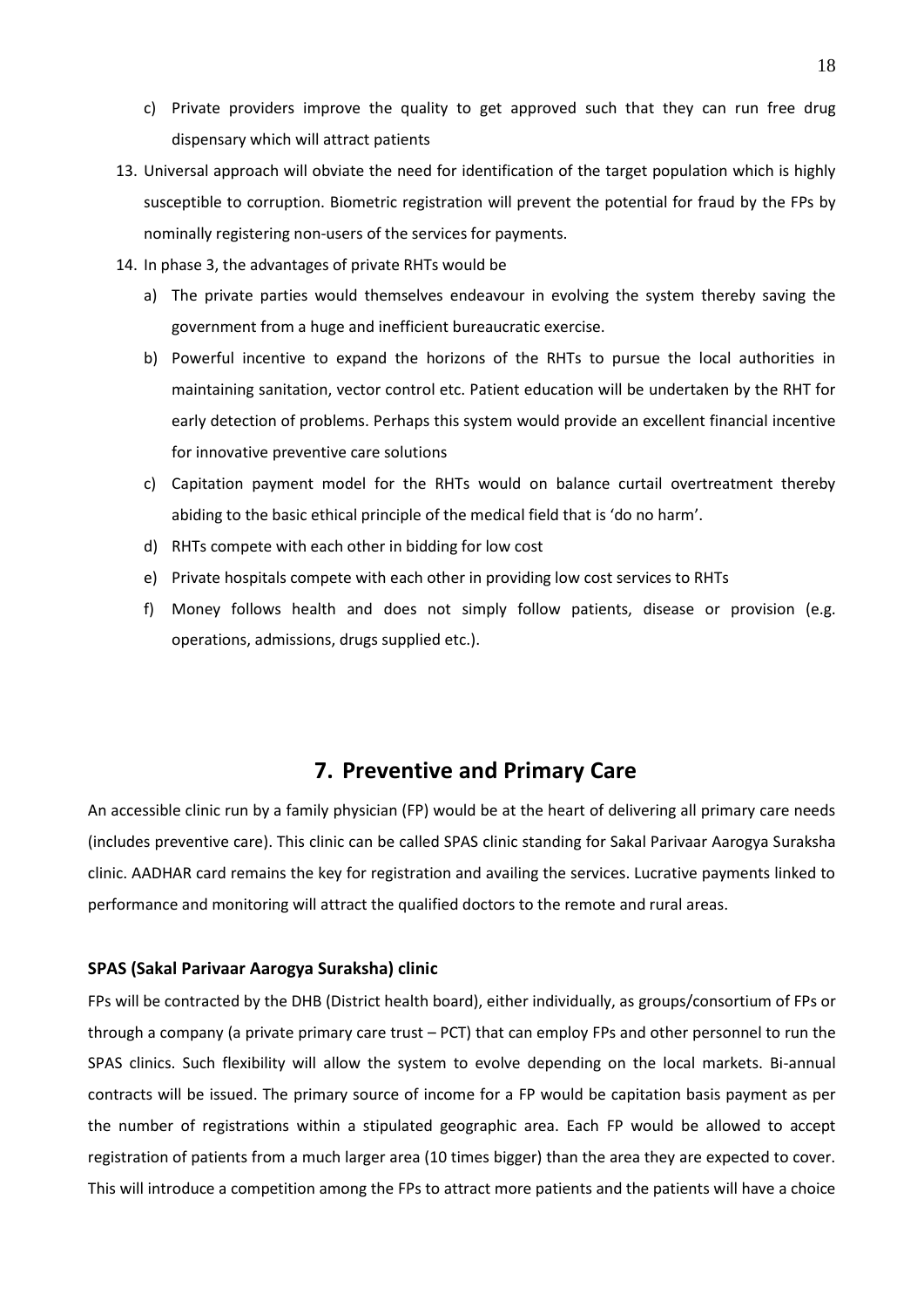c) Private providers improve the quality to get approved such that they can run free drug dispensary which will attract patients

13. Universal approach will obviate the need for identification of the target population which is highly susceptible to corruption. Biometric registration will prevent the potential for fraud by the FPs by nominally registering non-users of the services for payments.
14. In phase 3, the advantages of private RHTs would be
    a) The private parties would themselves endeavour in evolving the system thereby saving the government from a huge and inefficient bureaucratic exercise.
    b) Powerful incentive to expand the horizons of the RHTs to pursue the local authorities in maintaining sanitation, vector control etc. Patient education will be undertaken by the RHT for early detection of problems. Perhaps this system would provide an excellent financial incentive for innovative preventive care solutions
    c) Capitation payment model for the RHTs would on balance curtail overtreatment thereby abiding to the basic ethical principle of the medical field that is 'do no harm'.
    d) RHTs compete with each other in bidding for low cost
    e) Private hospitals compete with each other in providing low cost services to RHTs
    f) Money follows health and does not simply follow patients, disease or provision (e.g. operations, admissions, drugs supplied etc.).

## 7. Preventive and Primary Care

An accessible clinic run by a family physician (FP) would be at the heart of delivering all primary care needs (includes preventive care). This clinic can be called SPAS clinic standing for Sakal Parivaar Aarogya Suraksha clinic. AADHAR card remains the key for registration and availing the services. Lucrative payments linked to performance and monitoring will attract the qualified doctors to the remote and rural areas.

### SPAS (Sakal Parivaar Aarogya Suraksha) clinic

FPs will be contracted by the DHB (District health board), either individually, as groups/consortium of FPs or through a company (a private primary care trust – PCT) that can employ FPs and other personnel to run the SPAS clinics. Such flexibility will allow the system to evolve depending on the local markets. Bi-annual contracts will be issued. The primary source of income for a FP would be capitation basis payment as per the number of registrations within a stipulated geographic area. Each FP would be allowed to accept registration of patients from a much larger area (10 times bigger) than the area they are expected to cover. This will introduce a competition among the FPs to attract more patients and the patients will have a choice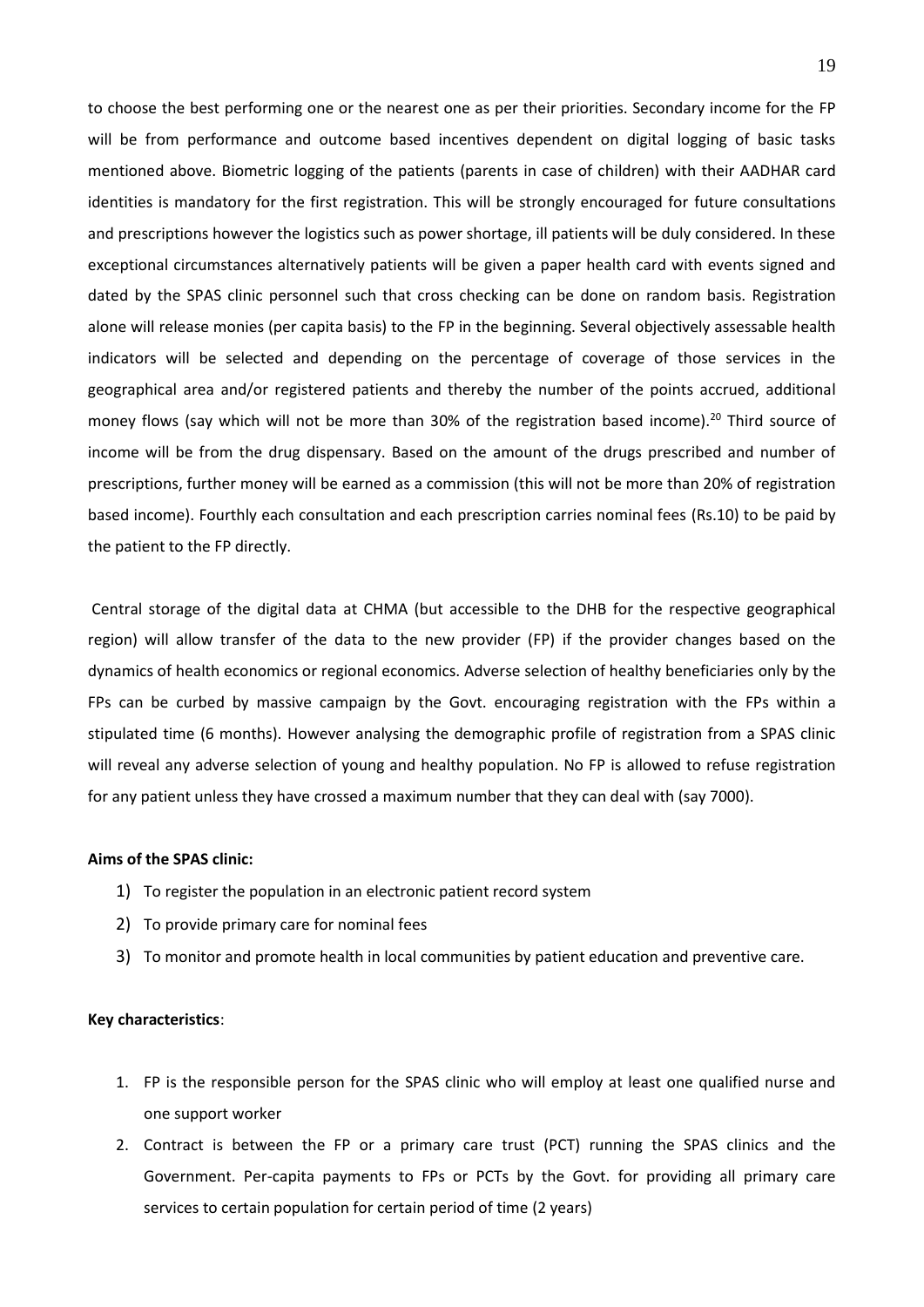to choose the best performing one or the nearest one as per their priorities. Secondary income for the FP will be from performance and outcome based incentives dependent on digital logging of basic tasks mentioned above. Biometric logging of the patients (parents in case of children) with their AADHAR card identities is mandatory for the first registration. This will be strongly encouraged for future consultations and prescriptions however the logistics such as power shortage, ill patients will be duly considered. In these exceptional circumstances alternatively patients will be given a paper health card with events signed and dated by the SPAS clinic personnel such that cross checking can be done on random basis. Registration alone will release monies (per capita basis) to the FP in the beginning. Several objectively assessable health indicators will be selected and depending on the percentage of coverage of those services in the geographical area and/or registered patients and thereby the number of the points accrued, additional money flows (say which will not be more than 30% of the registration based income).[20] Third source of income will be from the drug dispensary. Based on the amount of the drugs prescribed and number of prescriptions, further money will be earned as a commission (this will not be more than 20% of registration based income). Fourthly each consultation and each prescription carries nominal fees (Rs.10) to be paid by the patient to the FP directly.

Central storage of the digital data at CHMA (but accessible to the DHB for the respective geographical region) will allow transfer of the data to the new provider (FP) if the provider changes based on the dynamics of health economics or regional economics. Adverse selection of healthy beneficiaries only by the FPs can be curbed by massive campaign by the Govt. encouraging registration with the FPs within a stipulated time (6 months). However analysing the demographic profile of registration from a SPAS clinic will reveal any adverse selection of young and healthy population. No FP is allowed to refuse registration for any patient unless they have crossed a maximum number that they can deal with (say 7000).

**Aims of the SPAS clinic:**

1) To register the population in an electronic patient record system
2) To provide primary care for nominal fees
3) To monitor and promote health in local communities by patient education and preventive care.

**Key characteristics**:

1. FP is the responsible person for the SPAS clinic who will employ at least one qualified nurse and one support worker
2. Contract is between the FP or a primary care trust (PCT) running the SPAS clinics and the Government. Per-capita payments to FPs or PCTs by the Govt. for providing all primary care services to certain population for certain period of time (2 years)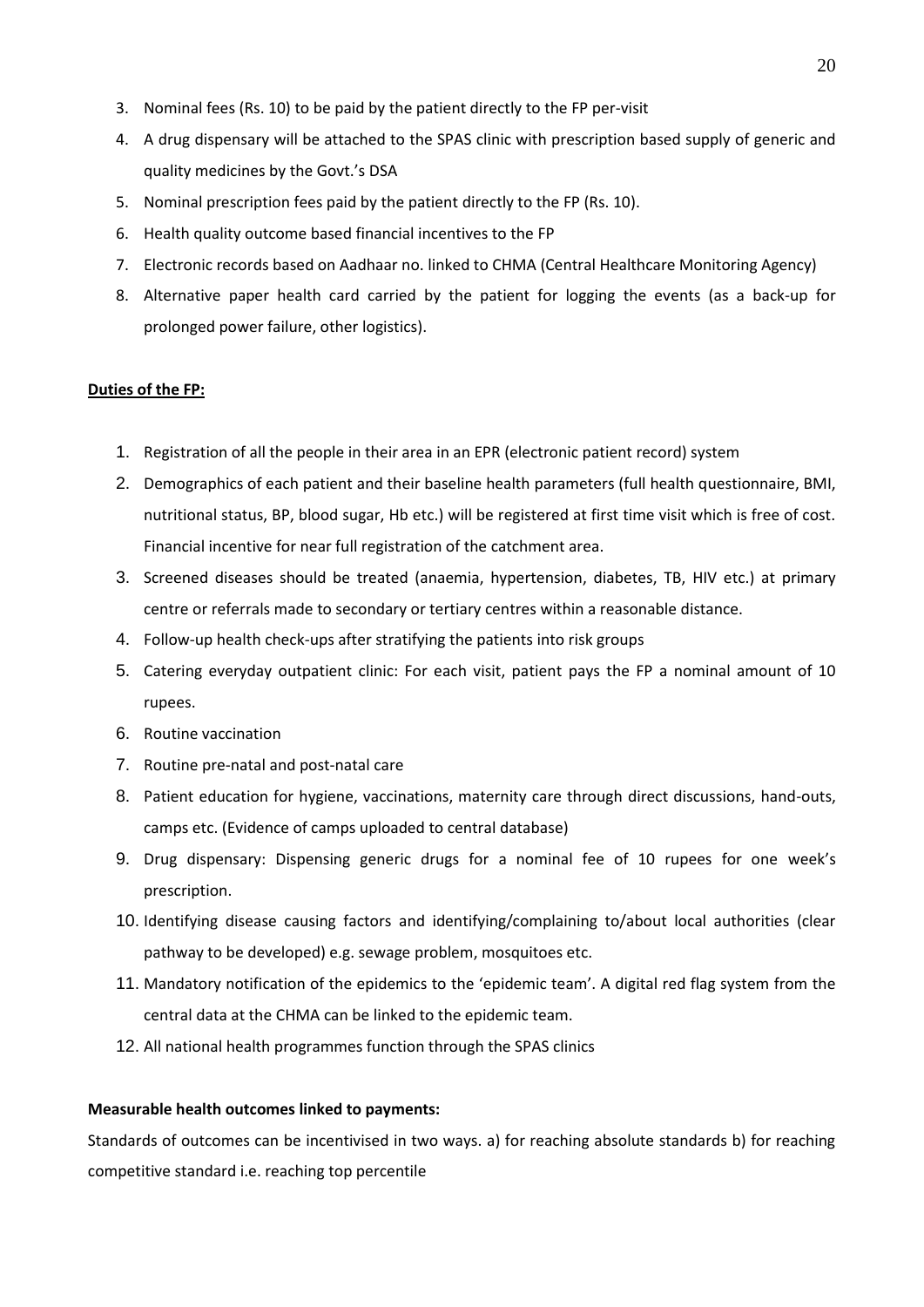3. Nominal fees (Rs. 10) to be paid by the patient directly to the FP per-visit
4. A drug dispensary will be attached to the SPAS clinic with prescription based supply of generic and quality medicines by the Govt.'s DSA
5. Nominal prescription fees paid by the patient directly to the FP (Rs. 10).
6. Health quality outcome based financial incentives to the FP
7. Electronic records based on Aadhaar no. linked to CHMA (Central Healthcare Monitoring Agency)
8. Alternative paper health card carried by the patient for logging the events (as a back-up for prolonged power failure, other logistics).

**Duties of the FP:**

1. Registration of all the people in their area in an EPR (electronic patient record) system
2. Demographics of each patient and their baseline health parameters (full health questionnaire, BMI, nutritional status, BP, blood sugar, Hb etc.) will be registered at first time visit which is free of cost. Financial incentive for near full registration of the catchment area.
3. Screened diseases should be treated (anaemia, hypertension, diabetes, TB, HIV etc.) at primary centre or referrals made to secondary or tertiary centres within a reasonable distance.
4. Follow-up health check-ups after stratifying the patients into risk groups
5. Catering everyday outpatient clinic: For each visit, patient pays the FP a nominal amount of 10 rupees.
6. Routine vaccination
7. Routine pre-natal and post-natal care
8. Patient education for hygiene, vaccinations, maternity care through direct discussions, hand-outs, camps etc. (Evidence of camps uploaded to central database)
9. Drug dispensary: Dispensing generic drugs for a nominal fee of 10 rupees for one week's prescription.
10. Identifying disease causing factors and identifying/complaining to/about local authorities (clear pathway to be developed) e.g. sewage problem, mosquitoes etc.
11. Mandatory notification of the epidemics to the 'epidemic team'. A digital red flag system from the central data at the CHMA can be linked to the epidemic team.
12. All national health programmes function through the SPAS clinics

**Measurable health outcomes linked to payments:**

Standards of outcomes can be incentivised in two ways. a) for reaching absolute standards b) for reaching competitive standard i.e. reaching top percentile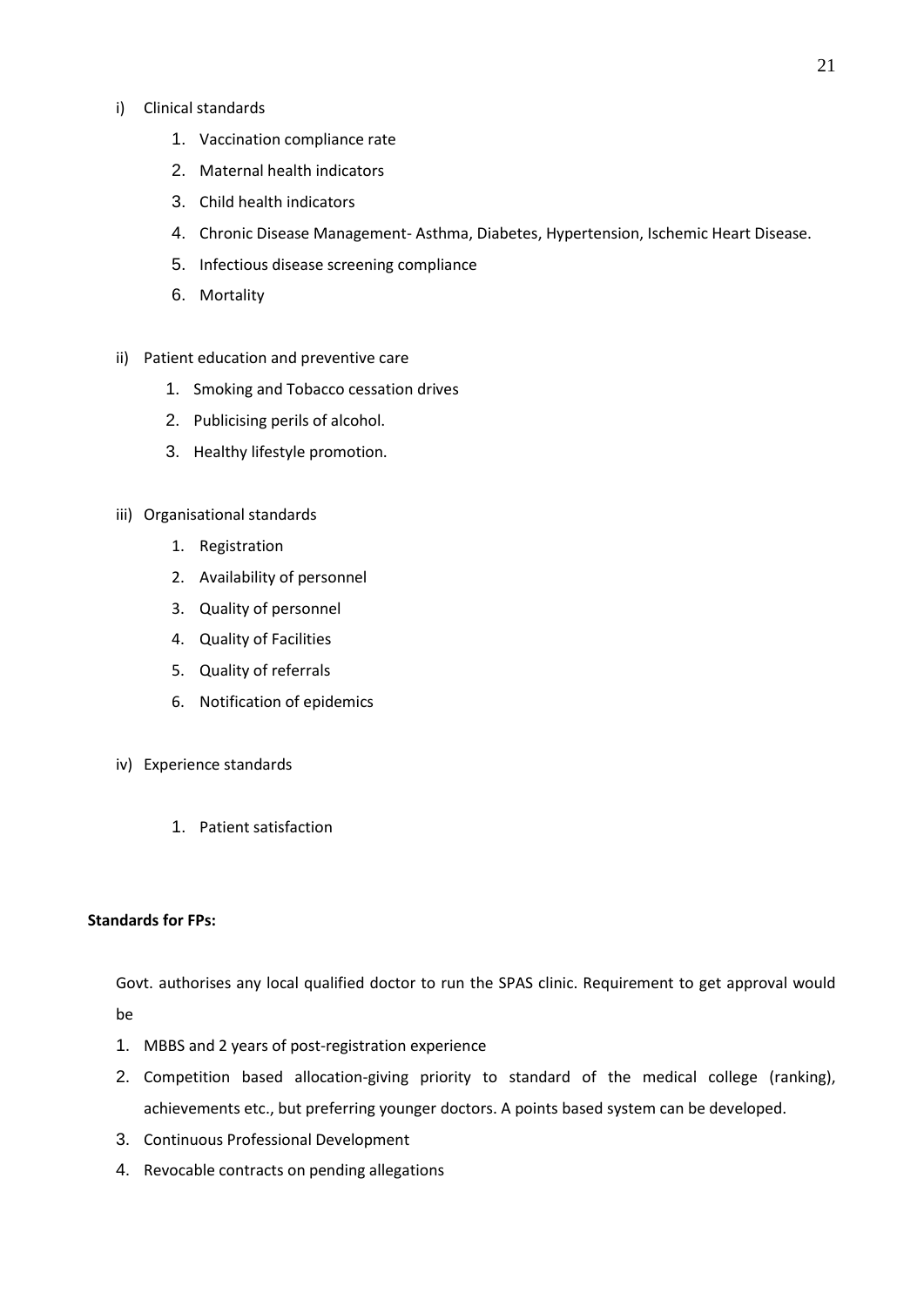i) Clinical standards

1. Vaccination compliance rate
2. Maternal health indicators
3. Child health indicators
4. Chronic Disease Management- Asthma, Diabetes, Hypertension, Ischemic Heart Disease.
5. Infectious disease screening compliance
6. Mortality

ii) Patient education and preventive care

1. Smoking and Tobacco cessation drives
2. Publicising perils of alcohol.
3. Healthy lifestyle promotion.

iii) Organisational standards

1. Registration
2. Availability of personnel
3. Quality of personnel
4. Quality of Facilities
5. Quality of referrals
6. Notification of epidemics

iv) Experience standards

1. Patient satisfaction

**Standards for FPs:**

Govt. authorises any local qualified doctor to run the SPAS clinic. Requirement to get approval would be

1. MBBS and 2 years of post-registration experience
2. Competition based allocation-giving priority to standard of the medical college (ranking), achievements etc., but preferring younger doctors. A points based system can be developed.
3. Continuous Professional Development
4. Revocable contracts on pending allegations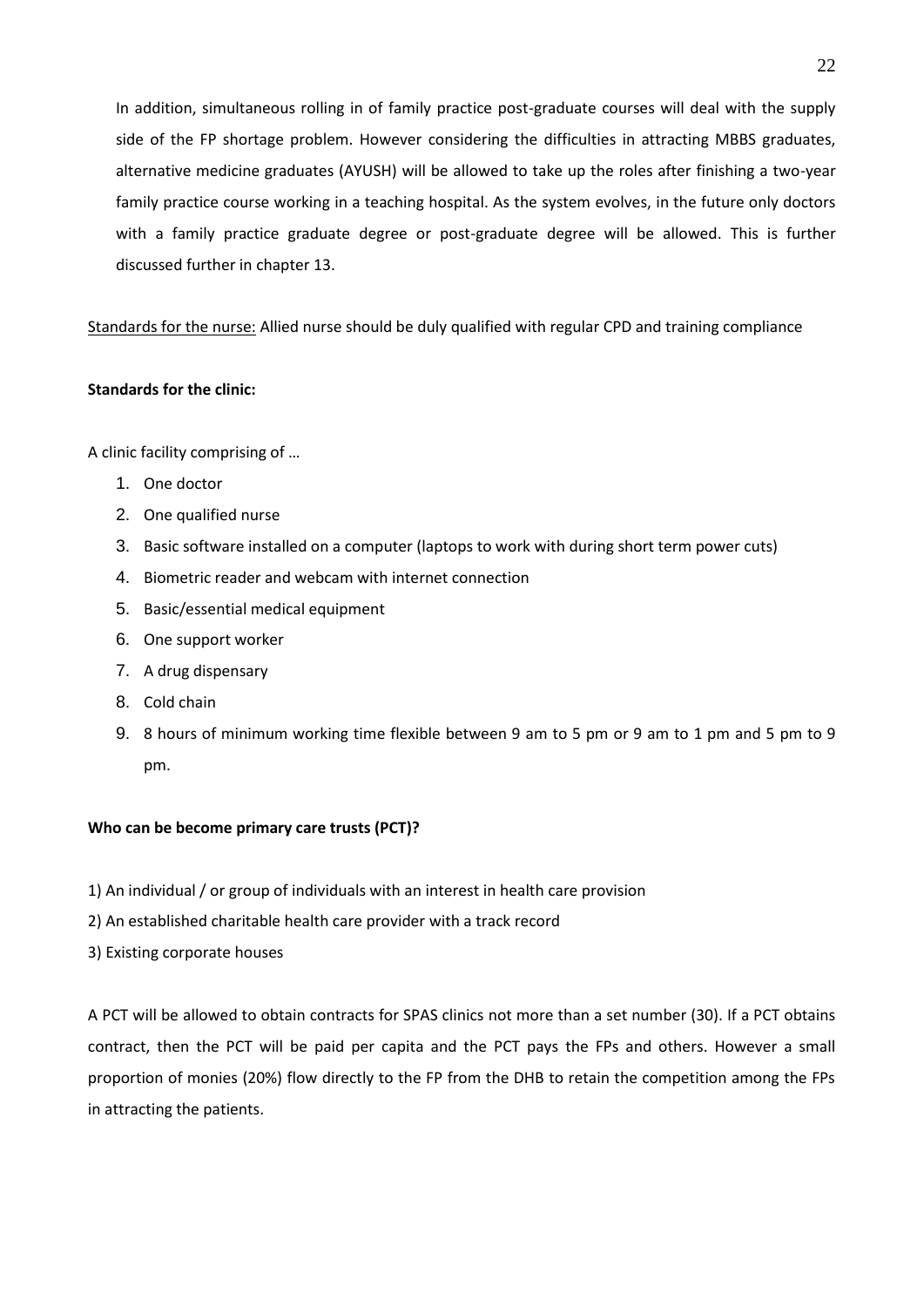In addition, simultaneous rolling in of family practice post-graduate courses will deal with the supply side of the FP shortage problem. However considering the difficulties in attracting MBBS graduates, alternative medicine graduates (AYUSH) will be allowed to take up the roles after finishing a two-year family practice course working in a teaching hospital. As the system evolves, in the future only doctors with a family practice graduate degree or post-graduate degree will be allowed. This is further discussed further in chapter 13.

<u>Standards for the nurse:</u> Allied nurse should be duly qualified with regular CPD and training compliance

**Standards for the clinic:**

A clinic facility comprising of …

1. One doctor
2. One qualified nurse
3. Basic software installed on a computer (laptops to work with during short term power cuts)
4. Biometric reader and webcam with internet connection
5. Basic/essential medical equipment
6. One support worker
7. A drug dispensary
8. Cold chain
9. 8 hours of minimum working time flexible between 9 am to 5 pm or 9 am to 1 pm and 5 pm to 9 pm.

**Who can be become primary care trusts (PCT)?**

1) An individual / or group of individuals with an interest in health care provision

2) An established charitable health care provider with a track record

3) Existing corporate houses

A PCT will be allowed to obtain contracts for SPAS clinics not more than a set number (30). If a PCT obtains contract, then the PCT will be paid per capita and the PCT pays the FPs and others. However a small proportion of monies (20%) flow directly to the FP from the DHB to retain the competition among the FPs in attracting the patients.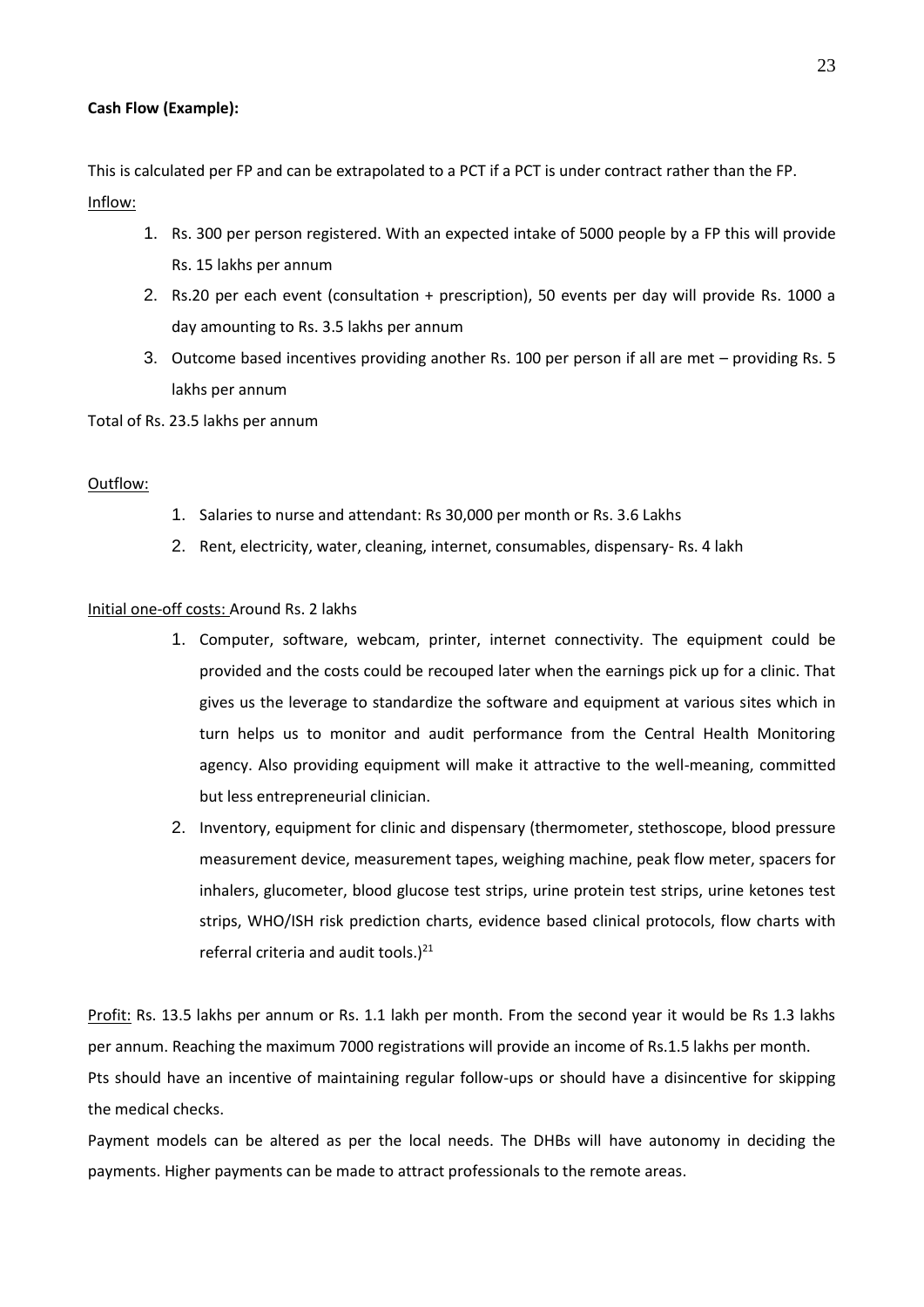**Cash Flow (Example):**

This is calculated per FP and can be extrapolated to a PCT if a PCT is under contract rather than the FP.

Inflow:

1. Rs. 300 per person registered. With an expected intake of 5000 people by a FP this will provide Rs. 15 lakhs per annum
2. Rs.20 per each event (consultation + prescription), 50 events per day will provide Rs. 1000 a day amounting to Rs. 3.5 lakhs per annum
3. Outcome based incentives providing another Rs. 100 per person if all are met – providing Rs. 5 lakhs per annum

Total of Rs. 23.5 lakhs per annum

Outflow:

1. Salaries to nurse and attendant: Rs 30,000 per month or Rs. 3.6 Lakhs
2. Rent, electricity, water, cleaning, internet, consumables, dispensary- Rs. 4 lakh

Initial one-off costs: Around Rs. 2 lakhs

1. Computer, software, webcam, printer, internet connectivity. The equipment could be provided and the costs could be recouped later when the earnings pick up for a clinic. That gives us the leverage to standardize the software and equipment at various sites which in turn helps us to monitor and audit performance from the Central Health Monitoring agency. Also providing equipment will make it attractive to the well-meaning, committed but less entrepreneurial clinician.
2. Inventory, equipment for clinic and dispensary (thermometer, stethoscope, blood pressure measurement device, measurement tapes, weighing machine, peak flow meter, spacers for inhalers, glucometer, blood glucose test strips, urine protein test strips, urine ketones test strips, WHO/ISH risk prediction charts, evidence based clinical protocols, flow charts with referral criteria and audit tools.)[21]

Profit: Rs. 13.5 lakhs per annum or Rs. 1.1 lakh per month. From the second year it would be Rs 1.3 lakhs per annum. Reaching the maximum 7000 registrations will provide an income of Rs.1.5 lakhs per month.

Pts should have an incentive of maintaining regular follow-ups or should have a disincentive for skipping the medical checks.

Payment models can be altered as per the local needs. The DHBs will have autonomy in deciding the payments. Higher payments can be made to attract professionals to the remote areas.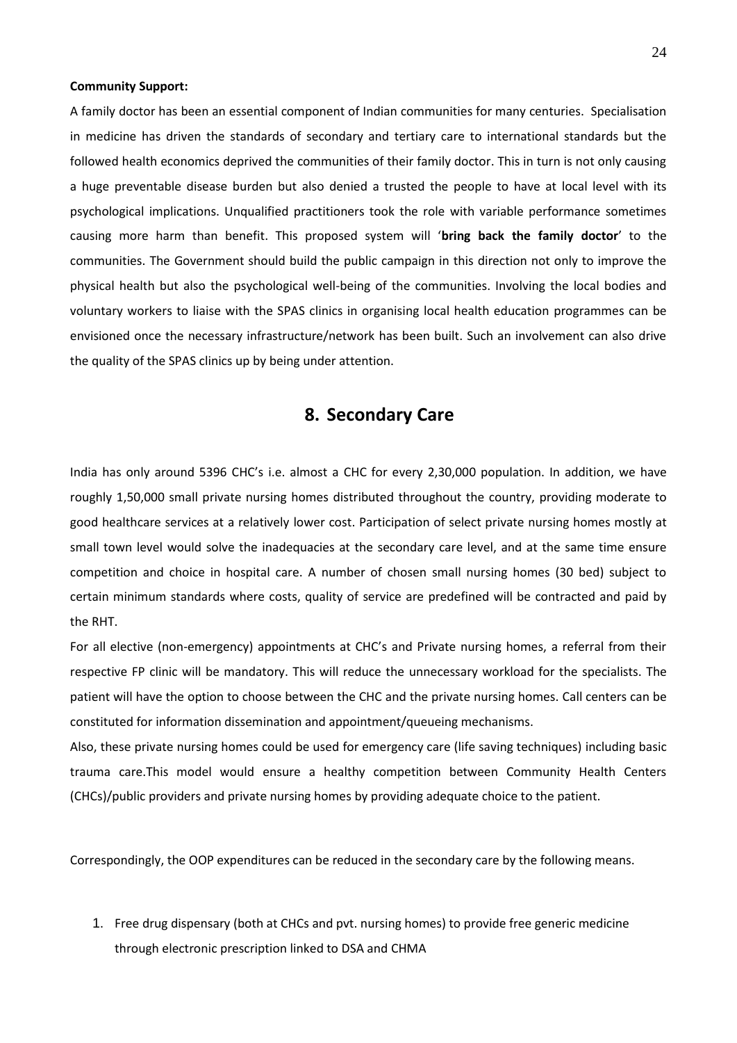**Community Support:**

A family doctor has been an essential component of Indian communities for many centuries. Specialisation in medicine has driven the standards of secondary and tertiary care to international standards but the followed health economics deprived the communities of their family doctor. This in turn is not only causing a huge preventable disease burden but also denied a trusted the people to have at local level with its psychological implications. Unqualified practitioners took the role with variable performance sometimes causing more harm than benefit. This proposed system will '**bring back the family doctor**' to the communities. The Government should build the public campaign in this direction not only to improve the physical health but also the psychological well-being of the communities. Involving the local bodies and voluntary workers to liaise with the SPAS clinics in organising local health education programmes can be envisioned once the necessary infrastructure/network has been built. Such an involvement can also drive the quality of the SPAS clinics up by being under attention.

# 8. Secondary Care

India has only around 5396 CHC's i.e. almost a CHC for every 2,30,000 population. In addition, we have roughly 1,50,000 small private nursing homes distributed throughout the country, providing moderate to good healthcare services at a relatively lower cost. Participation of select private nursing homes mostly at small town level would solve the inadequacies at the secondary care level, and at the same time ensure competition and choice in hospital care. A number of chosen small nursing homes (30 bed) subject to certain minimum standards where costs, quality of service are predefined will be contracted and paid by the RHT.

For all elective (non-emergency) appointments at CHC's and Private nursing homes, a referral from their respective FP clinic will be mandatory. This will reduce the unnecessary workload for the specialists. The patient will have the option to choose between the CHC and the private nursing homes. Call centers can be constituted for information dissemination and appointment/queueing mechanisms.

Also, these private nursing homes could be used for emergency care (life saving techniques) including basic trauma care.This model would ensure a healthy competition between Community Health Centers (CHCs)/public providers and private nursing homes by providing adequate choice to the patient.

Correspondingly, the OOP expenditures can be reduced in the secondary care by the following means.

1. Free drug dispensary (both at CHCs and pvt. nursing homes) to provide free generic medicine through electronic prescription linked to DSA and CHMA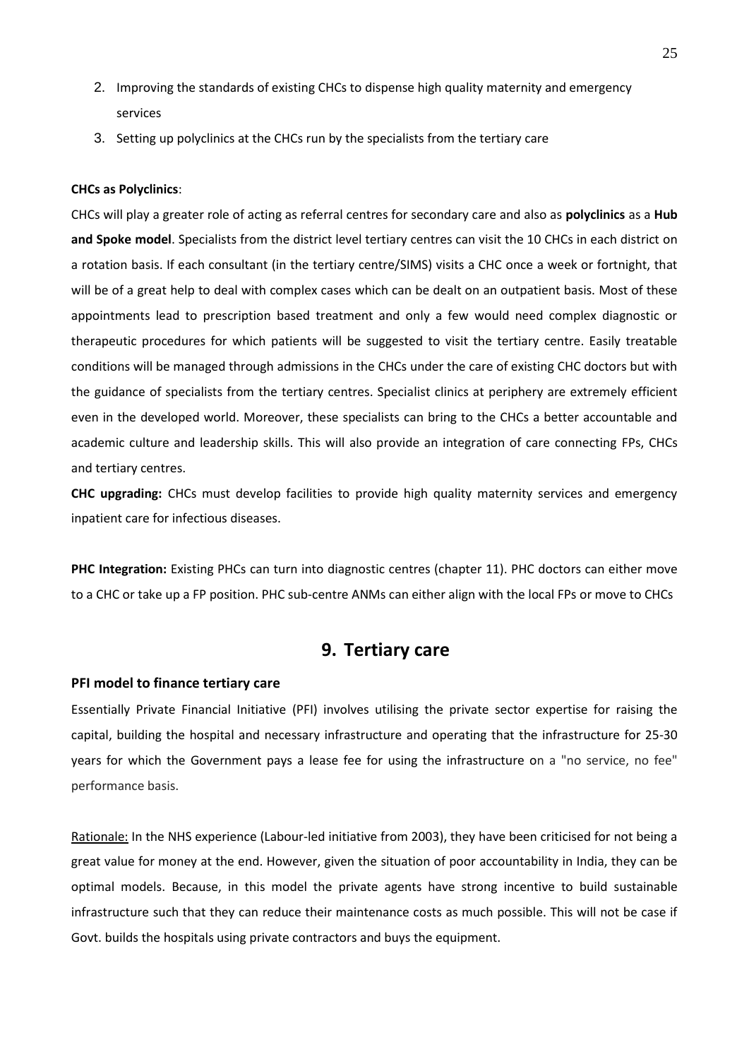2. Improving the standards of existing CHCs to dispense high quality maternity and emergency services
3. Setting up polyclinics at the CHCs run by the specialists from the tertiary care

**CHCs as Polyclinics**:

CHCs will play a greater role of acting as referral centres for secondary care and also as **polyclinics** as a **Hub and Spoke model**. Specialists from the district level tertiary centres can visit the 10 CHCs in each district on a rotation basis. If each consultant (in the tertiary centre/SIMS) visits a CHC once a week or fortnight, that will be of a great help to deal with complex cases which can be dealt on an outpatient basis. Most of these appointments lead to prescription based treatment and only a few would need complex diagnostic or therapeutic procedures for which patients will be suggested to visit the tertiary centre. Easily treatable conditions will be managed through admissions in the CHCs under the care of existing CHC doctors but with the guidance of specialists from the tertiary centres. Specialist clinics at periphery are extremely efficient even in the developed world. Moreover, these specialists can bring to the CHCs a better accountable and academic culture and leadership skills. This will also provide an integration of care connecting FPs, CHCs and tertiary centres.

**CHC upgrading:** CHCs must develop facilities to provide high quality maternity services and emergency inpatient care for infectious diseases.

**PHC Integration:** Existing PHCs can turn into diagnostic centres (chapter 11). PHC doctors can either move to a CHC or take up a FP position. PHC sub-centre ANMs can either align with the local FPs or move to CHCs

## 9. Tertiary care

### PFI model to finance tertiary care

Essentially Private Financial Initiative (PFI) involves utilising the private sector expertise for raising the capital, building the hospital and necessary infrastructure and operating that the infrastructure for 25-30 years for which the Government pays a lease fee for using the infrastructure on a "no service, no fee" performance basis.

Rationale: In the NHS experience (Labour-led initiative from 2003), they have been criticised for not being a great value for money at the end. However, given the situation of poor accountability in India, they can be optimal models. Because, in this model the private agents have strong incentive to build sustainable infrastructure such that they can reduce their maintenance costs as much possible. This will not be case if Govt. builds the hospitals using private contractors and buys the equipment.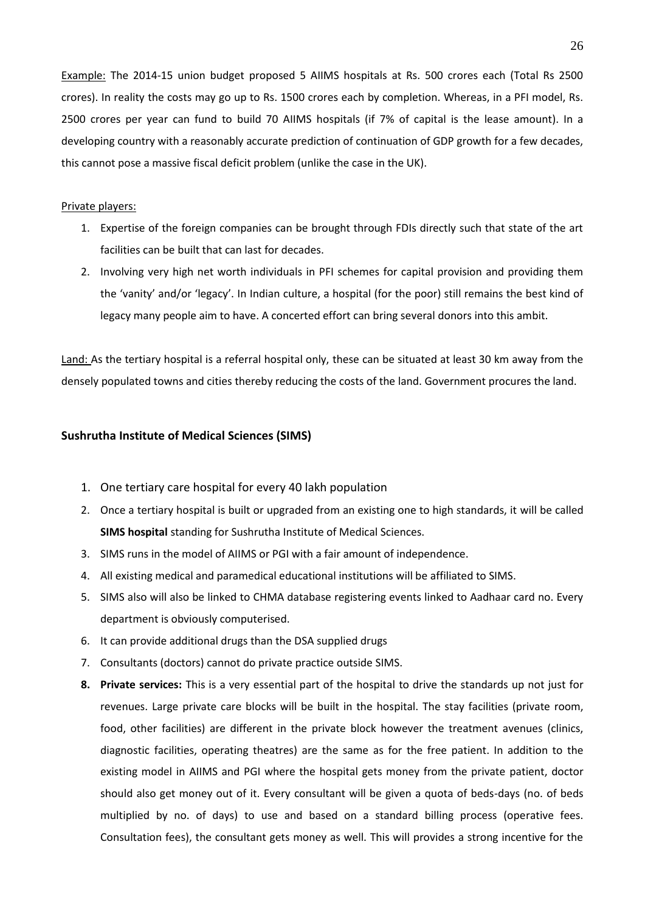Example: The 2014-15 union budget proposed 5 AIIMS hospitals at Rs. 500 crores each (Total Rs 2500 crores). In reality the costs may go up to Rs. 1500 crores each by completion. Whereas, in a PFI model, Rs. 2500 crores per year can fund to build 70 AIIMS hospitals (if 7% of capital is the lease amount). In a developing country with a reasonably accurate prediction of continuation of GDP growth for a few decades, this cannot pose a massive fiscal deficit problem (unlike the case in the UK).

Private players:

1. Expertise of the foreign companies can be brought through FDIs directly such that state of the art facilities can be built that can last for decades.
2. Involving very high net worth individuals in PFI schemes for capital provision and providing them the 'vanity' and/or 'legacy'. In Indian culture, a hospital (for the poor) still remains the best kind of legacy many people aim to have. A concerted effort can bring several donors into this ambit.

Land: As the tertiary hospital is a referral hospital only, these can be situated at least 30 km away from the densely populated towns and cities thereby reducing the costs of the land. Government procures the land.

### Sushrutha Institute of Medical Sciences (SIMS)

1. One tertiary care hospital for every 40 lakh population
2. Once a tertiary hospital is built or upgraded from an existing one to high standards, it will be called **SIMS hospital** standing for Sushrutha Institute of Medical Sciences.
3. SIMS runs in the model of AIIMS or PGI with a fair amount of independence.
4. All existing medical and paramedical educational institutions will be affiliated to SIMS.
5. SIMS also will also be linked to CHMA database registering events linked to Aadhaar card no. Every department is obviously computerised.
6. It can provide additional drugs than the DSA supplied drugs
7. Consultants (doctors) cannot do private practice outside SIMS.
8. **Private services:** This is a very essential part of the hospital to drive the standards up not just for revenues. Large private care blocks will be built in the hospital. The stay facilities (private room, food, other facilities) are different in the private block however the treatment avenues (clinics, diagnostic facilities, operating theatres) are the same as for the free patient. In addition to the existing model in AIIMS and PGI where the hospital gets money from the private patient, doctor should also get money out of it. Every consultant will be given a quota of beds-days (no. of beds multiplied by no. of days) to use and based on a standard billing process (operative fees. Consultation fees), the consultant gets money as well. This will provides a strong incentive for the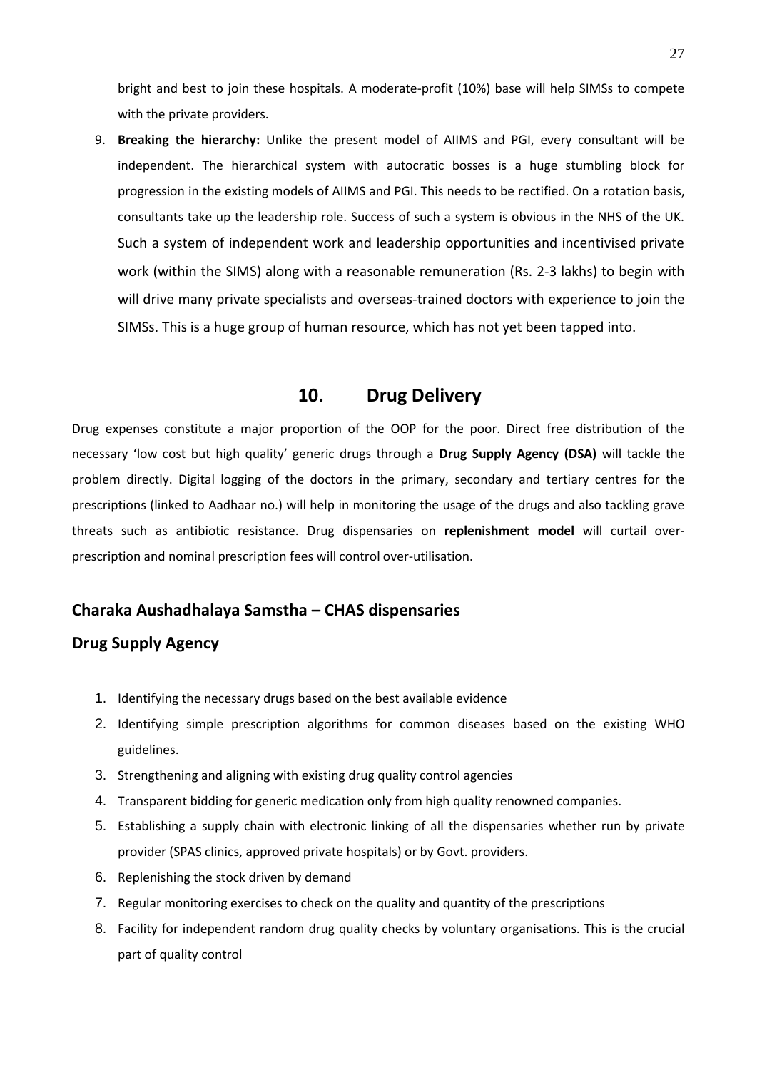bright and best to join these hospitals. A moderate-profit (10%) base will help SIMSs to compete with the private providers.

9. **Breaking the hierarchy:** Unlike the present model of AIIMS and PGI, every consultant will be independent. The hierarchical system with autocratic bosses is a huge stumbling block for progression in the existing models of AIIMS and PGI. This needs to be rectified. On a rotation basis, consultants take up the leadership role. Success of such a system is obvious in the NHS of the UK. Such a system of independent work and leadership opportunities and incentivised private work (within the SIMS) along with a reasonable remuneration (Rs. 2-3 lakhs) to begin with will drive many private specialists and overseas-trained doctors with experience to join the SIMSs. This is a huge group of human resource, which has not yet been tapped into.

## 10. Drug Delivery

Drug expenses constitute a major proportion of the OOP for the poor. Direct free distribution of the necessary 'low cost but high quality' generic drugs through a **Drug Supply Agency (DSA)** will tackle the problem directly. Digital logging of the doctors in the primary, secondary and tertiary centres for the prescriptions (linked to Aadhaar no.) will help in monitoring the usage of the drugs and also tackling grave threats such as antibiotic resistance. Drug dispensaries on **replenishment model** will curtail over-prescription and nominal prescription fees will control over-utilisation.

### Charaka Aushadhalaya Samstha – CHAS dispensaries

### Drug Supply Agency

1. Identifying the necessary drugs based on the best available evidence
2. Identifying simple prescription algorithms for common diseases based on the existing WHO guidelines.
3. Strengthening and aligning with existing drug quality control agencies
4. Transparent bidding for generic medication only from high quality renowned companies.
5. Establishing a supply chain with electronic linking of all the dispensaries whether run by private provider (SPAS clinics, approved private hospitals) or by Govt. providers.
6. Replenishing the stock driven by demand
7. Regular monitoring exercises to check on the quality and quantity of the prescriptions
8. Facility for independent random drug quality checks by voluntary organisations. This is the crucial part of quality control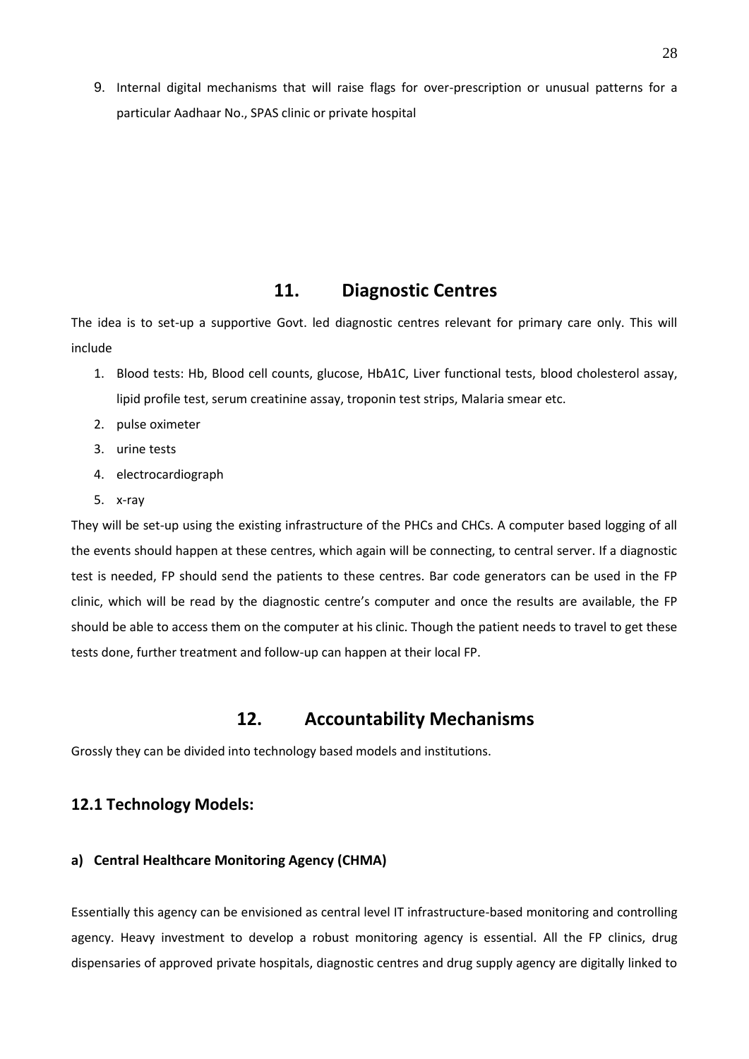9. Internal digital mechanisms that will raise flags for over-prescription or unusual patterns for a particular Aadhaar No., SPAS clinic or private hospital

## 11. Diagnostic Centres

The idea is to set-up a supportive Govt. led diagnostic centres relevant for primary care only. This will include

1. Blood tests: Hb, Blood cell counts, glucose, HbA1C, Liver functional tests, blood cholesterol assay, lipid profile test, serum creatinine assay, troponin test strips, Malaria smear etc.
2. pulse oximeter
3. urine tests
4. electrocardiograph
5. x-ray

They will be set-up using the existing infrastructure of the PHCs and CHCs. A computer based logging of all the events should happen at these centres, which again will be connecting, to central server. If a diagnostic test is needed, FP should send the patients to these centres. Bar code generators can be used in the FP clinic, which will be read by the diagnostic centre's computer and once the results are available, the FP should be able to access them on the computer at his clinic. Though the patient needs to travel to get these tests done, further treatment and follow-up can happen at their local FP.

## 12. Accountability Mechanisms

Grossly they can be divided into technology based models and institutions.

### 12.1 Technology Models:

#### a) Central Healthcare Monitoring Agency (CHMA)

Essentially this agency can be envisioned as central level IT infrastructure-based monitoring and controlling agency. Heavy investment to develop a robust monitoring agency is essential. All the FP clinics, drug dispensaries of approved private hospitals, diagnostic centres and drug supply agency are digitally linked to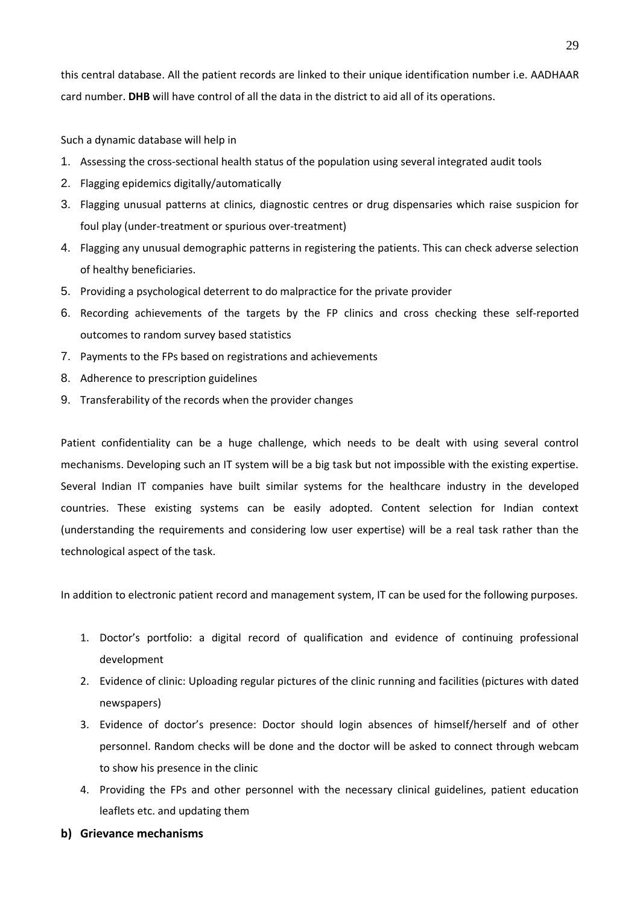this central database. All the patient records are linked to their unique identification number i.e. AADHAAR card number. **DHB** will have control of all the data in the district to aid all of its operations.

Such a dynamic database will help in

1. Assessing the cross-sectional health status of the population using several integrated audit tools
2. Flagging epidemics digitally/automatically
3. Flagging unusual patterns at clinics, diagnostic centres or drug dispensaries which raise suspicion for foul play (under-treatment or spurious over-treatment)
4. Flagging any unusual demographic patterns in registering the patients. This can check adverse selection of healthy beneficiaries.
5. Providing a psychological deterrent to do malpractice for the private provider
6. Recording achievements of the targets by the FP clinics and cross checking these self-reported outcomes to random survey based statistics
7. Payments to the FPs based on registrations and achievements
8. Adherence to prescription guidelines
9. Transferability of the records when the provider changes

Patient confidentiality can be a huge challenge, which needs to be dealt with using several control mechanisms. Developing such an IT system will be a big task but not impossible with the existing expertise. Several Indian IT companies have built similar systems for the healthcare industry in the developed countries. These existing systems can be easily adopted. Content selection for Indian context (understanding the requirements and considering low user expertise) will be a real task rather than the technological aspect of the task.

In addition to electronic patient record and management system, IT can be used for the following purposes.

1. Doctor's portfolio: a digital record of qualification and evidence of continuing professional development
2. Evidence of clinic: Uploading regular pictures of the clinic running and facilities (pictures with dated newspapers)
3. Evidence of doctor's presence: Doctor should login absences of himself/herself and of other personnel. Random checks will be done and the doctor will be asked to connect through webcam to show his presence in the clinic
4. Providing the FPs and other personnel with the necessary clinical guidelines, patient education leaflets etc. and updating them

**b) Grievance mechanisms**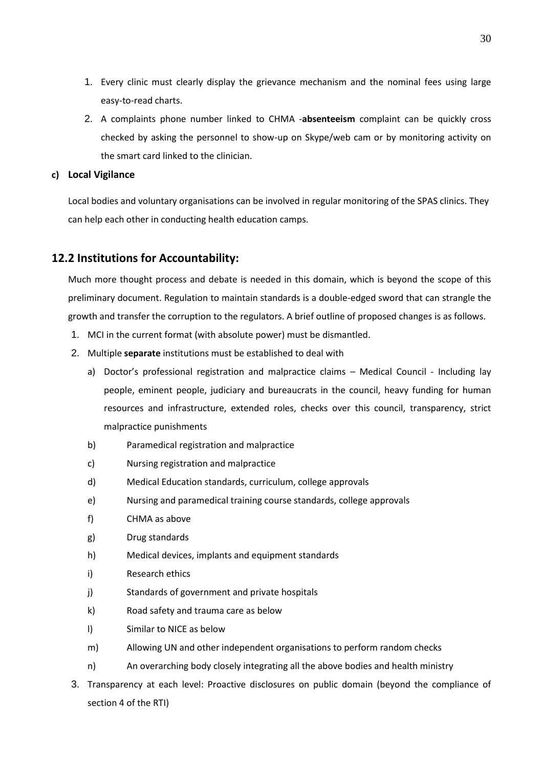1. Every clinic must clearly display the grievance mechanism and the nominal fees using large easy-to-read charts.
2. A complaints phone number linked to CHMA -**absenteeism** complaint can be quickly cross checked by asking the personnel to show-up on Skype/web cam or by monitoring activity on the smart card linked to the clinician.

**c) Local Vigilance**

Local bodies and voluntary organisations can be involved in regular monitoring of the SPAS clinics. They can help each other in conducting health education camps.

## 12.2 Institutions for Accountability:

Much more thought process and debate is needed in this domain, which is beyond the scope of this preliminary document. Regulation to maintain standards is a double-edged sword that can strangle the growth and transfer the corruption to the regulators. A brief outline of proposed changes is as follows.

1. MCI in the current format (with absolute power) must be dismantled.
2. Multiple **separate** institutions must be established to deal with
   a) Doctor's professional registration and malpractice claims – Medical Council - Including lay people, eminent people, judiciary and bureaucrats in the council, heavy funding for human resources and infrastructure, extended roles, checks over this council, transparency, strict malpractice punishments
   b) Paramedical registration and malpractice
   c) Nursing registration and malpractice
   d) Medical Education standards, curriculum, college approvals
   e) Nursing and paramedical training course standards, college approvals
   f) CHMA as above
   g) Drug standards
   h) Medical devices, implants and equipment standards
   i) Research ethics
   j) Standards of government and private hospitals
   k) Road safety and trauma care as below
   l) Similar to NICE as below
   m) Allowing UN and other independent organisations to perform random checks
   n) An overarching body closely integrating all the above bodies and health ministry
3. Transparency at each level: Proactive disclosures on public domain (beyond the compliance of section 4 of the RTI)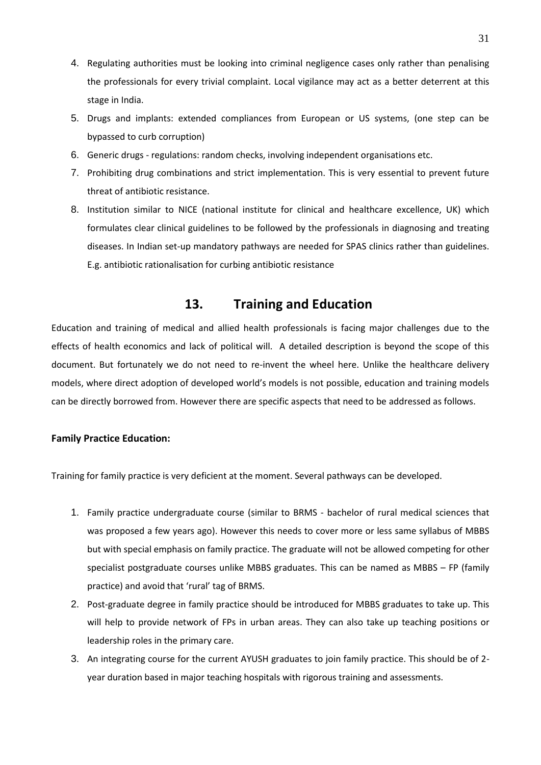4. Regulating authorities must be looking into criminal negligence cases only rather than penalising the professionals for every trivial complaint. Local vigilance may act as a better deterrent at this stage in India.
5. Drugs and implants: extended compliances from European or US systems, (one step can be bypassed to curb corruption)
6. Generic drugs - regulations: random checks, involving independent organisations etc.
7. Prohibiting drug combinations and strict implementation. This is very essential to prevent future threat of antibiotic resistance.
8. Institution similar to NICE (national institute for clinical and healthcare excellence, UK) which formulates clear clinical guidelines to be followed by the professionals in diagnosing and treating diseases. In Indian set-up mandatory pathways are needed for SPAS clinics rather than guidelines. E.g. antibiotic rationalisation for curbing antibiotic resistance

## 13. Training and Education

Education and training of medical and allied health professionals is facing major challenges due to the effects of health economics and lack of political will. A detailed description is beyond the scope of this document. But fortunately we do not need to re-invent the wheel here. Unlike the healthcare delivery models, where direct adoption of developed world's models is not possible, education and training models can be directly borrowed from. However there are specific aspects that need to be addressed as follows.

**Family Practice Education:**

Training for family practice is very deficient at the moment. Several pathways can be developed.

1. Family practice undergraduate course (similar to BRMS - bachelor of rural medical sciences that was proposed a few years ago). However this needs to cover more or less same syllabus of MBBS but with special emphasis on family practice. The graduate will not be allowed competing for other specialist postgraduate courses unlike MBBS graduates. This can be named as MBBS – FP (family practice) and avoid that 'rural' tag of BRMS.
2. Post-graduate degree in family practice should be introduced for MBBS graduates to take up. This will help to provide network of FPs in urban areas. They can also take up teaching positions or leadership roles in the primary care.
3. An integrating course for the current AYUSH graduates to join family practice. This should be of 2-year duration based in major teaching hospitals with rigorous training and assessments.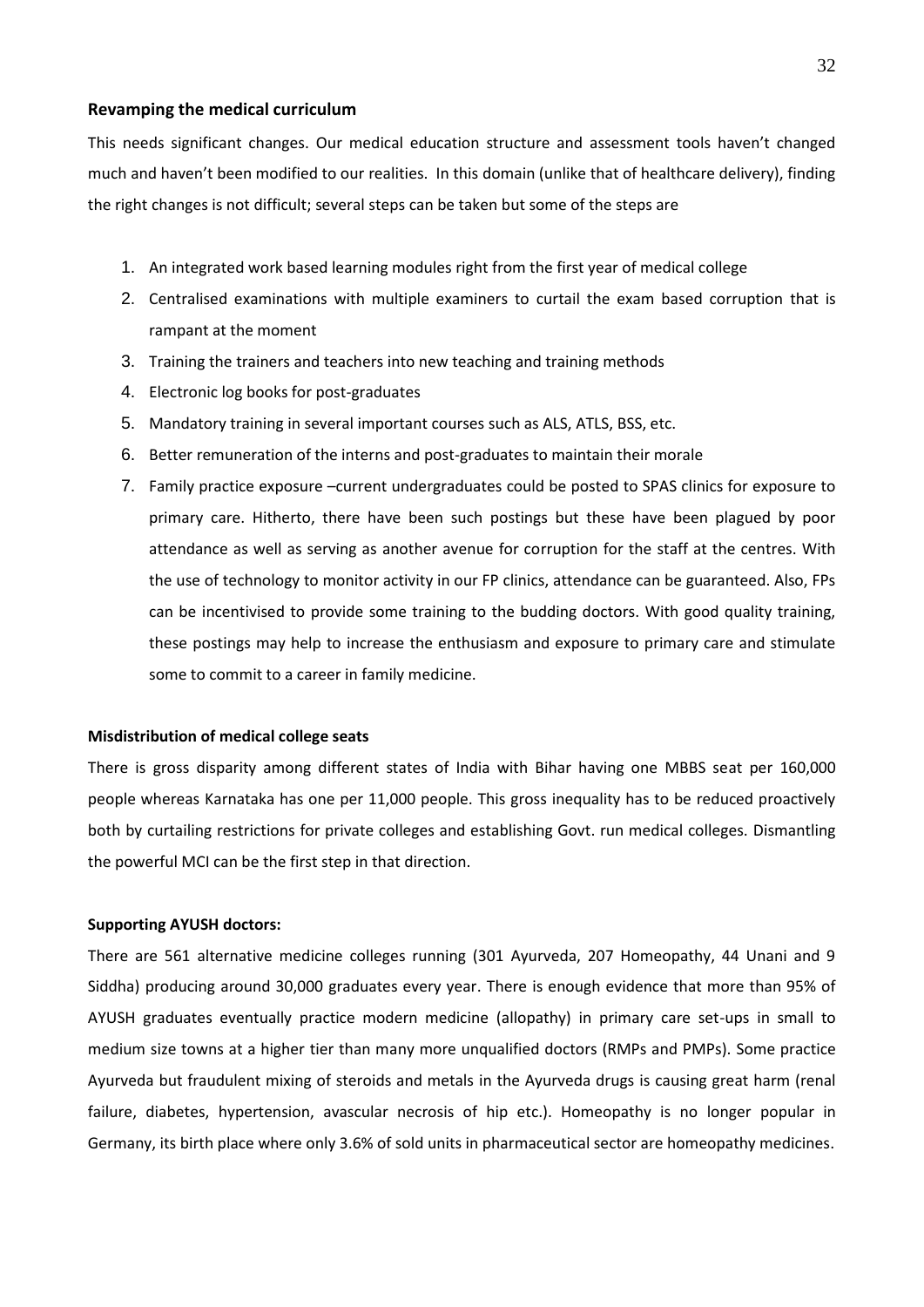### Revamping the medical curriculum

This needs significant changes. Our medical education structure and assessment tools haven't changed much and haven't been modified to our realities. In this domain (unlike that of healthcare delivery), finding the right changes is not difficult; several steps can be taken but some of the steps are

1. An integrated work based learning modules right from the first year of medical college
2. Centralised examinations with multiple examiners to curtail the exam based corruption that is rampant at the moment
3. Training the trainers and teachers into new teaching and training methods
4. Electronic log books for post-graduates
5. Mandatory training in several important courses such as ALS, ATLS, BSS, etc.
6. Better remuneration of the interns and post-graduates to maintain their morale
7. Family practice exposure –current undergraduates could be posted to SPAS clinics for exposure to primary care. Hitherto, there have been such postings but these have been plagued by poor attendance as well as serving as another avenue for corruption for the staff at the centres. With the use of technology to monitor activity in our FP clinics, attendance can be guaranteed. Also, FPs can be incentivised to provide some training to the budding doctors. With good quality training, these postings may help to increase the enthusiasm and exposure to primary care and stimulate some to commit to a career in family medicine.

**Misdistribution of medical college seats**

There is gross disparity among different states of India with Bihar having one MBBS seat per 160,000 people whereas Karnataka has one per 11,000 people. This gross inequality has to be reduced proactively both by curtailing restrictions for private colleges and establishing Govt. run medical colleges. Dismantling the powerful MCI can be the first step in that direction.

**Supporting AYUSH doctors:**

There are 561 alternative medicine colleges running (301 Ayurveda, 207 Homeopathy, 44 Unani and 9 Siddha) producing around 30,000 graduates every year. There is enough evidence that more than 95% of AYUSH graduates eventually practice modern medicine (allopathy) in primary care set-ups in small to medium size towns at a higher tier than many more unqualified doctors (RMPs and PMPs). Some practice Ayurveda but fraudulent mixing of steroids and metals in the Ayurveda drugs is causing great harm (renal failure, diabetes, hypertension, avascular necrosis of hip etc.). Homeopathy is no longer popular in Germany, its birth place where only 3.6% of sold units in pharmaceutical sector are homeopathy medicines.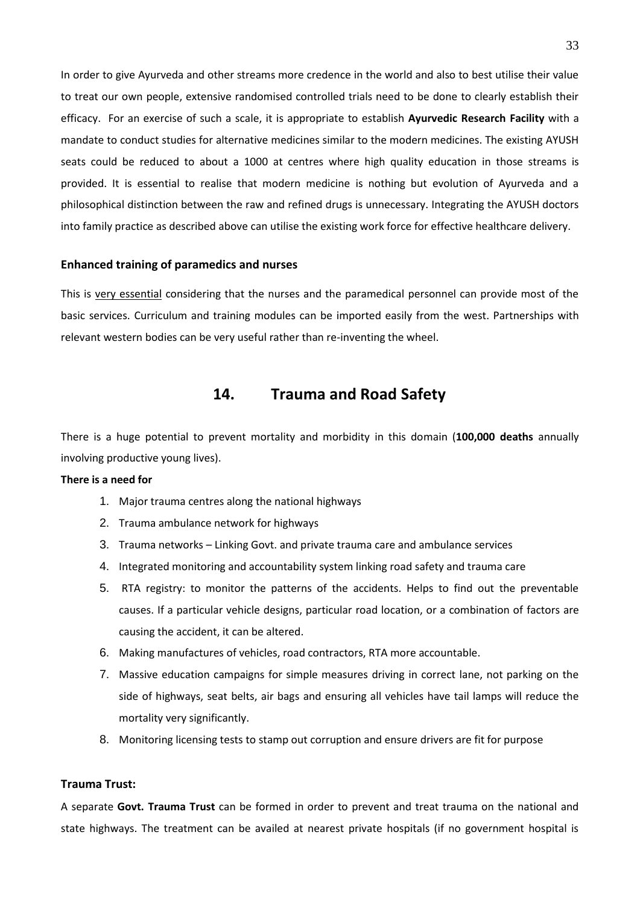In order to give Ayurveda and other streams more credence in the world and also to best utilise their value to treat our own people, extensive randomised controlled trials need to be done to clearly establish their efficacy. For an exercise of such a scale, it is appropriate to establish **Ayurvedic Research Facility** with a mandate to conduct studies for alternative medicines similar to the modern medicines. The existing AYUSH seats could be reduced to about a 1000 at centres where high quality education in those streams is provided. It is essential to realise that modern medicine is nothing but evolution of Ayurveda and a philosophical distinction between the raw and refined drugs is unnecessary. Integrating the AYUSH doctors into family practice as described above can utilise the existing work force for effective healthcare delivery.

### Enhanced training of paramedics and nurses

This is very essential considering that the nurses and the paramedical personnel can provide most of the basic services. Curriculum and training modules can be imported easily from the west. Partnerships with relevant western bodies can be very useful rather than re-inventing the wheel.

## 14. Trauma and Road Safety

There is a huge potential to prevent mortality and morbidity in this domain (**100,000 deaths** annually involving productive young lives).

**There is a need for**

1. Major trauma centres along the national highways
2. Trauma ambulance network for highways
3. Trauma networks – Linking Govt. and private trauma care and ambulance services
4. Integrated monitoring and accountability system linking road safety and trauma care
5. RTA registry: to monitor the patterns of the accidents. Helps to find out the preventable causes. If a particular vehicle designs, particular road location, or a combination of factors are causing the accident, it can be altered.
6. Making manufactures of vehicles, road contractors, RTA more accountable.
7. Massive education campaigns for simple measures driving in correct lane, not parking on the side of highways, seat belts, air bags and ensuring all vehicles have tail lamps will reduce the mortality very significantly.
8. Monitoring licensing tests to stamp out corruption and ensure drivers are fit for purpose

### Trauma Trust:

A separate **Govt. Trauma Trust** can be formed in order to prevent and treat trauma on the national and state highways. The treatment can be availed at nearest private hospitals (if no government hospital is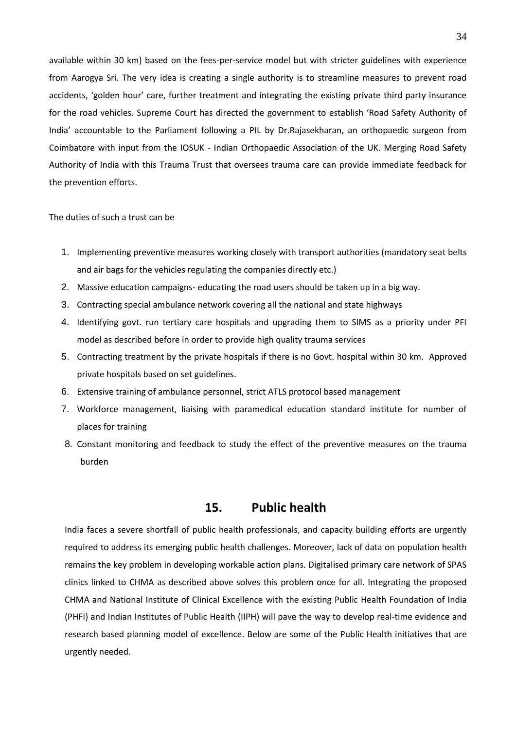available within 30 km) based on the fees-per-service model but with stricter guidelines with experience from Aarogya Sri. The very idea is creating a single authority is to streamline measures to prevent road accidents, 'golden hour' care, further treatment and integrating the existing private third party insurance for the road vehicles. Supreme Court has directed the government to establish 'Road Safety Authority of India' accountable to the Parliament following a PIL by Dr.Rajasekharan, an orthopaedic surgeon from Coimbatore with input from the IOSUK - Indian Orthopaedic Association of the UK. Merging Road Safety Authority of India with this Trauma Trust that oversees trauma care can provide immediate feedback for the prevention efforts.

The duties of such a trust can be

1. Implementing preventive measures working closely with transport authorities (mandatory seat belts and air bags for the vehicles regulating the companies directly etc.)
2. Massive education campaigns- educating the road users should be taken up in a big way.
3. Contracting special ambulance network covering all the national and state highways
4. Identifying govt. run tertiary care hospitals and upgrading them to SIMS as a priority under PFI model as described before in order to provide high quality trauma services
5. Contracting treatment by the private hospitals if there is no Govt. hospital within 30 km. Approved private hospitals based on set guidelines.
6. Extensive training of ambulance personnel, strict ATLS protocol based management
7. Workforce management, liaising with paramedical education standard institute for number of places for training
8. Constant monitoring and feedback to study the effect of the preventive measures on the trauma burden

## 15. Public health

India faces a severe shortfall of public health professionals, and capacity building efforts are urgently required to address its emerging public health challenges. Moreover, lack of data on population health remains the key problem in developing workable action plans. Digitalised primary care network of SPAS clinics linked to CHMA as described above solves this problem once for all. Integrating the proposed CHMA and National Institute of Clinical Excellence with the existing Public Health Foundation of India (PHFI) and Indian Institutes of Public Health (IIPH) will pave the way to develop real-time evidence and research based planning model of excellence. Below are some of the Public Health initiatives that are urgently needed.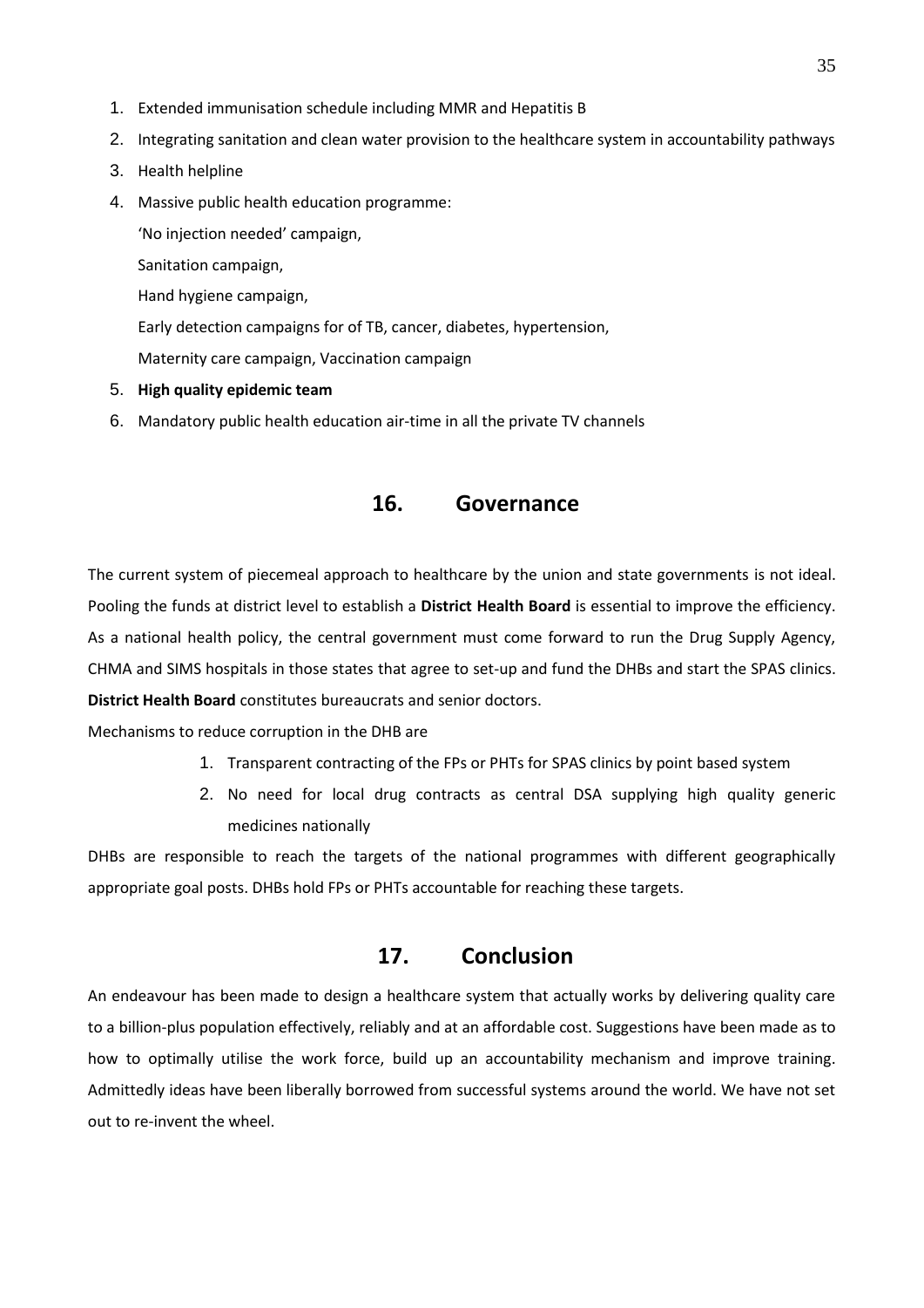1. Extended immunisation schedule including MMR and Hepatitis B
2. Integrating sanitation and clean water provision to the healthcare system in accountability pathways
3. Health helpline
4. Massive public health education programme:

   'No injection needed' campaign,

   Sanitation campaign,

   Hand hygiene campaign,

   Early detection campaigns for of TB, cancer, diabetes, hypertension,

   Maternity care campaign, Vaccination campaign
5. **High quality epidemic team**
6. Mandatory public health education air-time in all the private TV channels

## 16. Governance

The current system of piecemeal approach to healthcare by the union and state governments is not ideal. Pooling the funds at district level to establish a **District Health Board** is essential to improve the efficiency. As a national health policy, the central government must come forward to run the Drug Supply Agency, CHMA and SIMS hospitals in those states that agree to set-up and fund the DHBs and start the SPAS clinics. **District Health Board** constitutes bureaucrats and senior doctors.

Mechanisms to reduce corruption in the DHB are

1. Transparent contracting of the FPs or PHTs for SPAS clinics by point based system
2. No need for local drug contracts as central DSA supplying high quality generic medicines nationally

DHBs are responsible to reach the targets of the national programmes with different geographically appropriate goal posts. DHBs hold FPs or PHTs accountable for reaching these targets.

## 17. Conclusion

An endeavour has been made to design a healthcare system that actually works by delivering quality care to a billion-plus population effectively, reliably and at an affordable cost. Suggestions have been made as to how to optimally utilise the work force, build up an accountability mechanism and improve training. Admittedly ideas have been liberally borrowed from successful systems around the world. We have not set out to re-invent the wheel.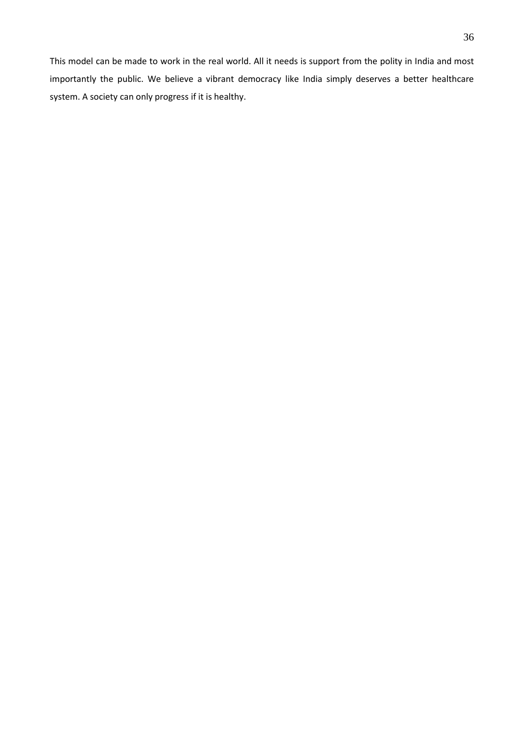This model can be made to work in the real world. All it needs is support from the polity in India and most importantly the public. We believe a vibrant democracy like India simply deserves a better healthcare system. A society can only progress if it is healthy.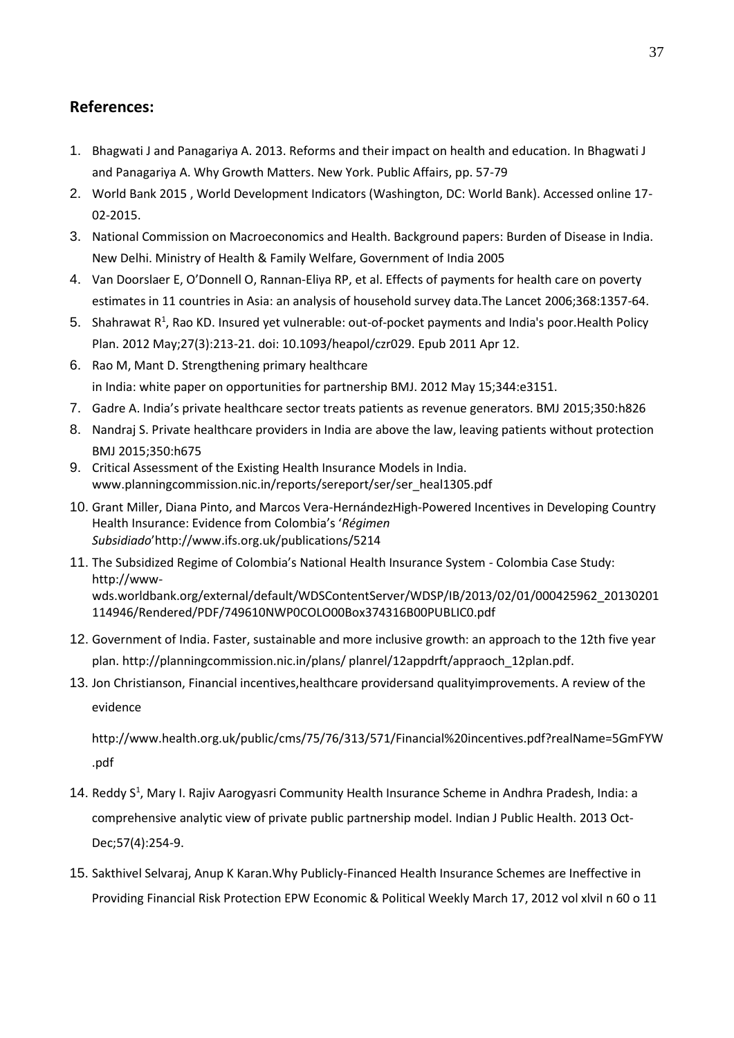## References:

1. Bhagwati J and Panagariya A. 2013. Reforms and their impact on health and education. In Bhagwati J and Panagariya A. Why Growth Matters. New York. Public Affairs, pp. 57-79
2. World Bank 2015 , World Development Indicators (Washington, DC: World Bank). Accessed online 17-02-2015.
3. National Commission on Macroeconomics and Health. Background papers: Burden of Disease in India. New Delhi. Ministry of Health & Family Welfare, Government of India 2005
4. Van Doorslaer E, O'Donnell O, Rannan-Eliya RP, et al. Effects of payments for health care on poverty estimates in 11 countries in Asia: an analysis of household survey data.The Lancet 2006;368:1357-64.
5. Shahrawat R[1], Rao KD. Insured yet vulnerable: out-of-pocket payments and India's poor.Health Policy Plan. 2012 May;27(3):213-21. doi: 10.1093/heapol/czr029. Epub 2011 Apr 12.
6. Rao M, Mant D. Strengthening primary healthcare in India: white paper on opportunities for partnership BMJ. 2012 May 15;344:e3151.
7. Gadre A. India's private healthcare sector treats patients as revenue generators. BMJ 2015;350:h826
8. Nandraj S. Private healthcare providers in India are above the law, leaving patients without protection BMJ 2015;350:h675
9. Critical Assessment of the Existing Health Insurance Models in India. www.planningcommission.nic.in/reports/sereport/ser/ser_heal1305.pdf
10. Grant Miller, Diana Pinto, and Marcos Vera-HernándezHigh-Powered Incentives in Developing Country Health Insurance: Evidence from Colombia's '*Régimen Subsidiado*'http://www.ifs.org.uk/publications/5214
11. The Subsidized Regime of Colombia's National Health Insurance System - Colombia Case Study: http://www-wds.worldbank.org/external/default/WDSContentServer/WDSP/IB/2013/02/01/000425962_20130201114946/Rendered/PDF/749610NWP0COLO00Box374316B00PUBLIC0.pdf
12. Government of India. Faster, sustainable and more inclusive growth: an approach to the 12th five year plan. http://planningcommission.nic.in/plans/ planrel/12appdrft/appraoch_12plan.pdf.
13. Jon Christianson, Financial incentives,healthcare providersand qualityimprovements. A review of the evidence

    http://www.health.org.uk/public/cms/75/76/313/571/Financial%20incentives.pdf?realName=5GmFYW.pdf

14. Reddy S[1], Mary I. Rajiv Aarogyasri Community Health Insurance Scheme in Andhra Pradesh, India: a comprehensive analytic view of private public partnership model. Indian J Public Health. 2013 Oct-Dec;57(4):254-9.
15. Sakthivel Selvaraj, Anup K Karan.Why Publicly-Financed Health Insurance Schemes are Ineffective in Providing Financial Risk Protection EPW Economic & Political Weekly March 17, 2012 vol xlviI n 60 o 11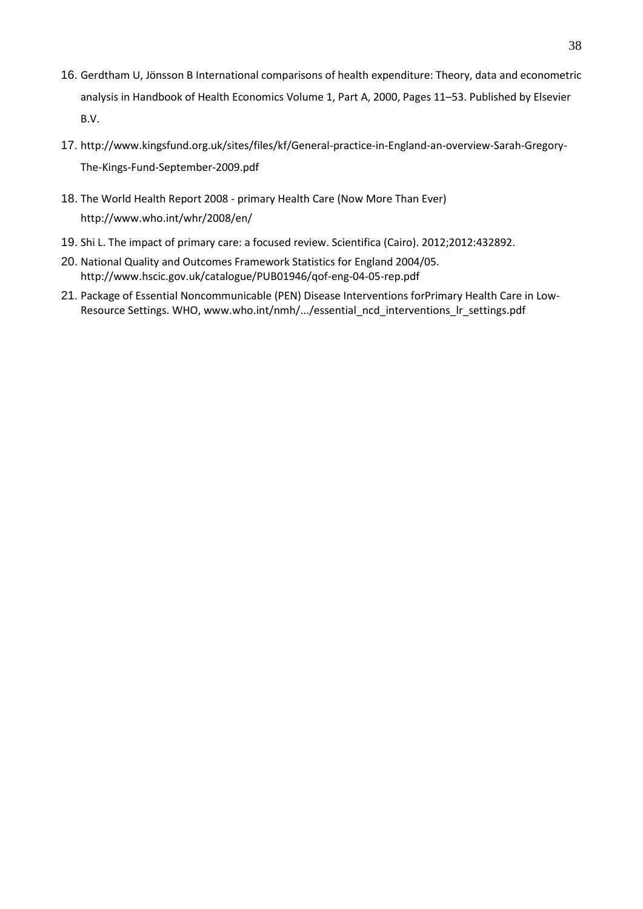16. Gerdtham U, Jönsson B International comparisons of health expenditure: Theory, data and econometric analysis in Handbook of Health Economics Volume 1, Part A, 2000, Pages 11–53. Published by Elsevier B.V.
17. http://www.kingsfund.org.uk/sites/files/kf/General-practice-in-England-an-overview-Sarah-Gregory-The-Kings-Fund-September-2009.pdf
18. The World Health Report 2008 - primary Health Care (Now More Than Ever) http://www.who.int/whr/2008/en/
19. Shi L. The impact of primary care: a focused review. Scientifica (Cairo). 2012;2012:432892.
20. National Quality and Outcomes Framework Statistics for England 2004/05. http://www.hscic.gov.uk/catalogue/PUB01946/qof-eng-04-05-rep.pdf
21. Package of Essential Noncommunicable (PEN) Disease Interventions forPrimary Health Care in Low-Resource Settings. WHO, www.who.int/nmh/.../essential_ncd_interventions_lr_settings.pdf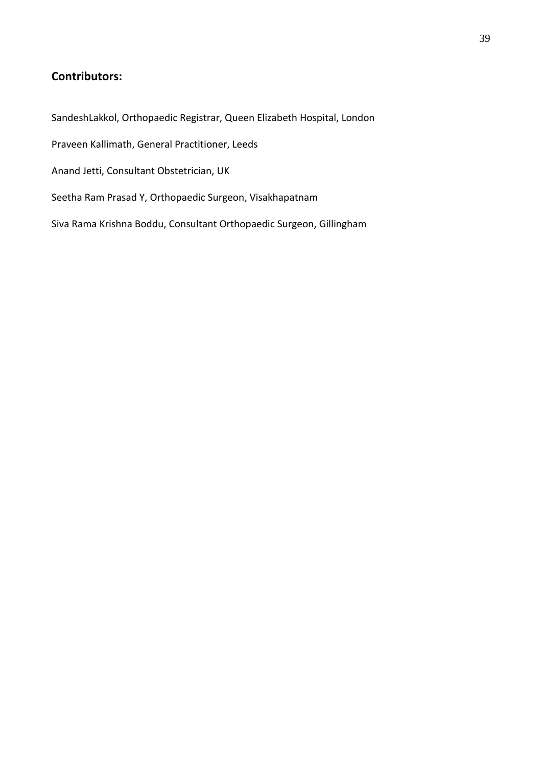## Contributors:

SandeshLakkol, Orthopaedic Registrar, Queen Elizabeth Hospital, London

Praveen Kallimath, General Practitioner, Leeds

Anand Jetti, Consultant Obstetrician, UK

Seetha Ram Prasad Y, Orthopaedic Surgeon, Visakhapatnam

Siva Rama Krishna Boddu, Consultant Orthopaedic Surgeon, Gillingham